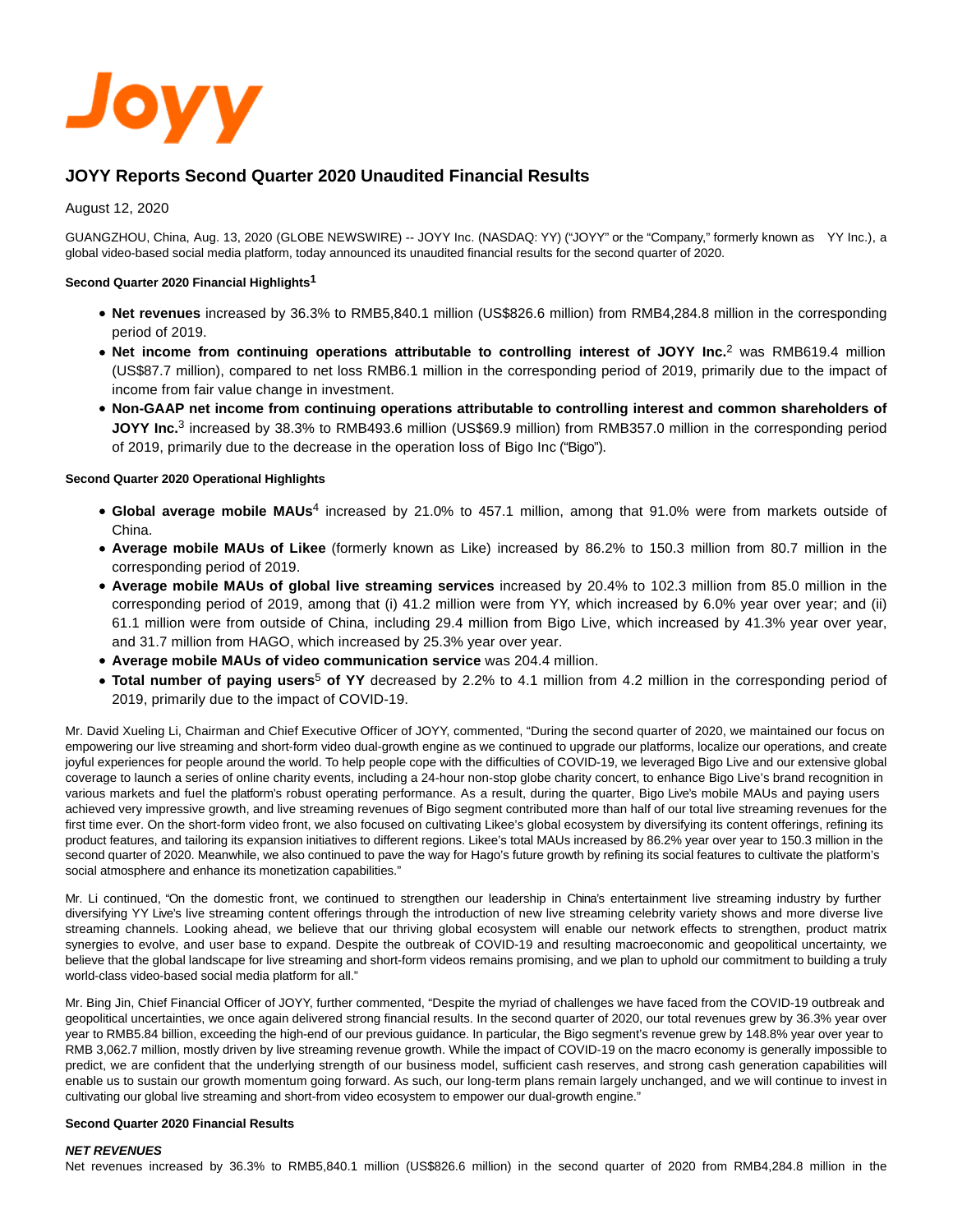Joyy

# JOYY Reports Second Quarter 2020 Unaudited Financial Results

August 12, 2020

GUANGZHOU, China, Aug. 13, 2020 (GLOBE NEWSWIRE) -- JOYY Inc. (NASDAQ: YY) ("JOYY" or the "Company," formerly known as YY Inc.), a global video-based social media platform, today announced its unaudited financial results for the second quarter of 2020.

#### Second Quarter 2020 Financial Highlights[1]

- **Net revenues** increased by 36.3% to RMB5,840.1 million (US$826.6 million) from RMB4,284.8 million in the corresponding period of 2019.
- **Net income from continuing operations attributable to controlling interest of JOYY Inc.**[2] was RMB619.4 million (US$87.7 million), compared to net loss RMB6.1 million in the corresponding period of 2019, primarily due to the impact of income from fair value change in investment.
- **Non-GAAP net income from continuing operations attributable to controlling interest and common shareholders of JOYY Inc.**[3] increased by 38.3% to RMB493.6 million (US$69.9 million) from RMB357.0 million in the corresponding period of 2019, primarily due to the decrease in the operation loss of Bigo Inc ("Bigo").

#### Second Quarter 2020 Operational Highlights

- **Global average mobile MAUs**[4] increased by 21.0% to 457.1 million, among that 91.0% were from markets outside of China.
- **Average mobile MAUs of Likee** (formerly known as Like) increased by 86.2% to 150.3 million from 80.7 million in the corresponding period of 2019.
- **Average mobile MAUs of global live streaming services** increased by 20.4% to 102.3 million from 85.0 million in the corresponding period of 2019, among that (i) 41.2 million were from YY, which increased by 6.0% year over year; and (ii) 61.1 million were from outside of China, including 29.4 million from Bigo Live, which increased by 41.3% year over year, and 31.7 million from HAGO, which increased by 25.3% year over year.
- **Average mobile MAUs of video communication service** was 204.4 million.
- **Total number of paying users**[5] **of YY** decreased by 2.2% to 4.1 million from 4.2 million in the corresponding period of 2019, primarily due to the impact of COVID-19.

Mr. David Xueling Li, Chairman and Chief Executive Officer of JOYY, commented, "During the second quarter of 2020, we maintained our focus on empowering our live streaming and short-form video dual-growth engine as we continued to upgrade our platforms, localize our operations, and create joyful experiences for people around the world. To help people cope with the difficulties of COVID-19, we leveraged Bigo Live and our extensive global coverage to launch a series of online charity events, including a 24-hour non-stop globe charity concert, to enhance Bigo Live's brand recognition in various markets and fuel the platform's robust operating performance. As a result, during the quarter, Bigo Live's mobile MAUs and paying users achieved very impressive growth, and live streaming revenues of Bigo segment contributed more than half of our total live streaming revenues for the first time ever. On the short-form video front, we also focused on cultivating Likee's global ecosystem by diversifying its content offerings, refining its product features, and tailoring its expansion initiatives to different regions. Likee's total MAUs increased by 86.2% year over year to 150.3 million in the second quarter of 2020. Meanwhile, we also continued to pave the way for Hago's future growth by refining its social features to cultivate the platform's social atmosphere and enhance its monetization capabilities."

Mr. Li continued, "On the domestic front, we continued to strengthen our leadership in China's entertainment live streaming industry by further diversifying YY Live's live streaming content offerings through the introduction of new live streaming celebrity variety shows and more diverse live streaming channels. Looking ahead, we believe that our thriving global ecosystem will enable our network effects to strengthen, product matrix synergies to evolve, and user base to expand. Despite the outbreak of COVID-19 and resulting macroeconomic and geopolitical uncertainty, we believe that the global landscape for live streaming and short-form videos remains promising, and we plan to uphold our commitment to building a truly world-class video-based social media platform for all."

Mr. Bing Jin, Chief Financial Officer of JOYY, further commented, "Despite the myriad of challenges we have faced from the COVID-19 outbreak and geopolitical uncertainties, we once again delivered strong financial results. In the second quarter of 2020, our total revenues grew by 36.3% year over year to RMB5.84 billion, exceeding the high-end of our previous guidance. In particular, the Bigo segment's revenue grew by 148.8% year over year to RMB 3,062.7 million, mostly driven by live streaming revenue growth. While the impact of COVID-19 on the macro economy is generally impossible to predict, we are confident that the underlying strength of our business model, sufficient cash reserves, and strong cash generation capabilities will enable us to sustain our growth momentum going forward. As such, our long-term plans remain largely unchanged, and we will continue to invest in cultivating our global live streaming and short-from video ecosystem to empower our dual-growth engine."

#### Second Quarter 2020 Financial Results

***NET REVENUES***

Net revenues increased by 36.3% to RMB5,840.1 million (US$826.6 million) in the second quarter of 2020 from RMB4,284.8 million in the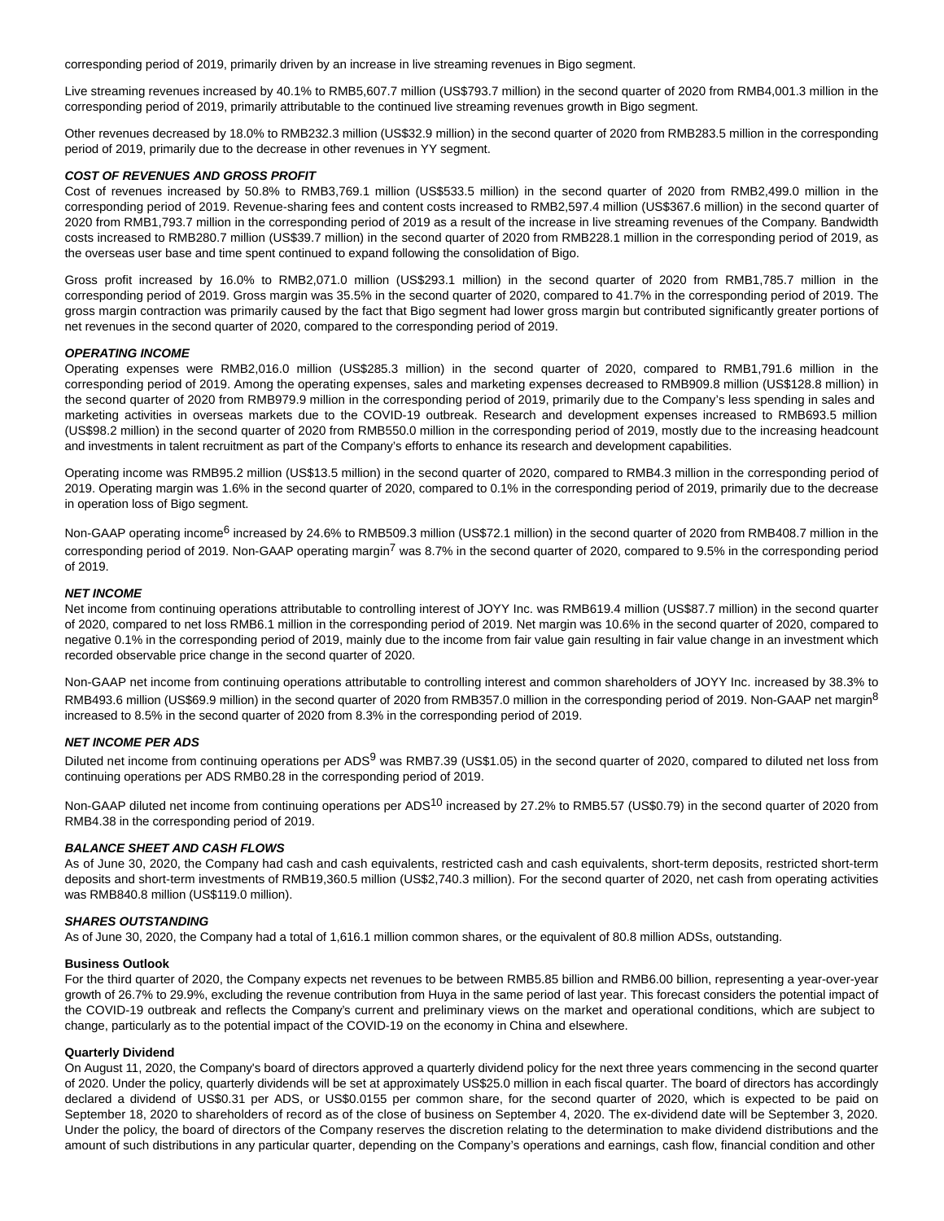corresponding period of 2019, primarily driven by an increase in live streaming revenues in Bigo segment.

Live streaming revenues increased by 40.1% to RMB5,607.7 million (US$793.7 million) in the second quarter of 2020 from RMB4,001.3 million in the corresponding period of 2019, primarily attributable to the continued live streaming revenues growth in Bigo segment.

Other revenues decreased by 18.0% to RMB232.3 million (US$32.9 million) in the second quarter of 2020 from RMB283.5 million in the corresponding period of 2019, primarily due to the decrease in other revenues in YY segment.

***COST OF REVENUES AND GROSS PROFIT***

Cost of revenues increased by 50.8% to RMB3,769.1 million (US$533.5 million) in the second quarter of 2020 from RMB2,499.0 million in the corresponding period of 2019. Revenue-sharing fees and content costs increased to RMB2,597.4 million (US$367.6 million) in the second quarter of 2020 from RMB1,793.7 million in the corresponding period of 2019 as a result of the increase in live streaming revenues of the Company. Bandwidth costs increased to RMB280.7 million (US$39.7 million) in the second quarter of 2020 from RMB228.1 million in the corresponding period of 2019, as the overseas user base and time spent continued to expand following the consolidation of Bigo.

Gross profit increased by 16.0% to RMB2,071.0 million (US$293.1 million) in the second quarter of 2020 from RMB1,785.7 million in the corresponding period of 2019. Gross margin was 35.5% in the second quarter of 2020, compared to 41.7% in the corresponding period of 2019. The gross margin contraction was primarily caused by the fact that Bigo segment had lower gross margin but contributed significantly greater portions of net revenues in the second quarter of 2020, compared to the corresponding period of 2019.

***OPERATING INCOME***

Operating expenses were RMB2,016.0 million (US$285.3 million) in the second quarter of 2020, compared to RMB1,791.6 million in the corresponding period of 2019. Among the operating expenses, sales and marketing expenses decreased to RMB909.8 million (US$128.8 million) in the second quarter of 2020 from RMB979.9 million in the corresponding period of 2019, primarily due to the Company's less spending in sales and marketing activities in overseas markets due to the COVID-19 outbreak. Research and development expenses increased to RMB693.5 million (US$98.2 million) in the second quarter of 2020 from RMB550.0 million in the corresponding period of 2019, mostly due to the increasing headcount and investments in talent recruitment as part of the Company's efforts to enhance its research and development capabilities.

Operating income was RMB95.2 million (US$13.5 million) in the second quarter of 2020, compared to RMB4.3 million in the corresponding period of 2019. Operating margin was 1.6% in the second quarter of 2020, compared to 0.1% in the corresponding period of 2019, primarily due to the decrease in operation loss of Bigo segment.

Non-GAAP operating income[6] increased by 24.6% to RMB509.3 million (US$72.1 million) in the second quarter of 2020 from RMB408.7 million in the corresponding period of 2019. Non-GAAP operating margin[7] was 8.7% in the second quarter of 2020, compared to 9.5% in the corresponding period of 2019.

***NET INCOME***

Net income from continuing operations attributable to controlling interest of JOYY Inc. was RMB619.4 million (US$87.7 million) in the second quarter of 2020, compared to net loss RMB6.1 million in the corresponding period of 2019. Net margin was 10.6% in the second quarter of 2020, compared to negative 0.1% in the corresponding period of 2019, mainly due to the income from fair value gain resulting in fair value change in an investment which recorded observable price change in the second quarter of 2020.

Non-GAAP net income from continuing operations attributable to controlling interest and common shareholders of JOYY Inc. increased by 38.3% to RMB493.6 million (US$69.9 million) in the second quarter of 2020 from RMB357.0 million in the corresponding period of 2019. Non-GAAP net margin[8] increased to 8.5% in the second quarter of 2020 from 8.3% in the corresponding period of 2019.

***NET INCOME PER ADS***

Diluted net income from continuing operations per ADS[9] was RMB7.39 (US$1.05) in the second quarter of 2020, compared to diluted net loss from continuing operations per ADS RMB0.28 in the corresponding period of 2019.

Non-GAAP diluted net income from continuing operations per ADS[10] increased by 27.2% to RMB5.57 (US$0.79) in the second quarter of 2020 from RMB4.38 in the corresponding period of 2019.

***BALANCE SHEET AND CASH FLOWS***

As of June 30, 2020, the Company had cash and cash equivalents, restricted cash and cash equivalents, short-term deposits, restricted short-term deposits and short-term investments of RMB19,360.5 million (US$2,740.3 million). For the second quarter of 2020, net cash from operating activities was RMB840.8 million (US$119.0 million).

***SHARES OUTSTANDING***

As of June 30, 2020, the Company had a total of 1,616.1 million common shares, or the equivalent of 80.8 million ADSs, outstanding.

**Business Outlook**

For the third quarter of 2020, the Company expects net revenues to be between RMB5.85 billion and RMB6.00 billion, representing a year-over-year growth of 26.7% to 29.9%, excluding the revenue contribution from Huya in the same period of last year. This forecast considers the potential impact of the COVID-19 outbreak and reflects the Company's current and preliminary views on the market and operational conditions, which are subject to change, particularly as to the potential impact of the COVID-19 on the economy in China and elsewhere.

**Quarterly Dividend**

On August 11, 2020, the Company's board of directors approved a quarterly dividend policy for the next three years commencing in the second quarter of 2020. Under the policy, quarterly dividends will be set at approximately US$25.0 million in each fiscal quarter. The board of directors has accordingly declared a dividend of US$0.31 per ADS, or US$0.0155 per common share, for the second quarter of 2020, which is expected to be paid on September 18, 2020 to shareholders of record as of the close of business on September 4, 2020. The ex-dividend date will be September 3, 2020. Under the policy, the board of directors of the Company reserves the discretion relating to the determination to make dividend distributions and the amount of such distributions in any particular quarter, depending on the Company's operations and earnings, cash flow, financial condition and other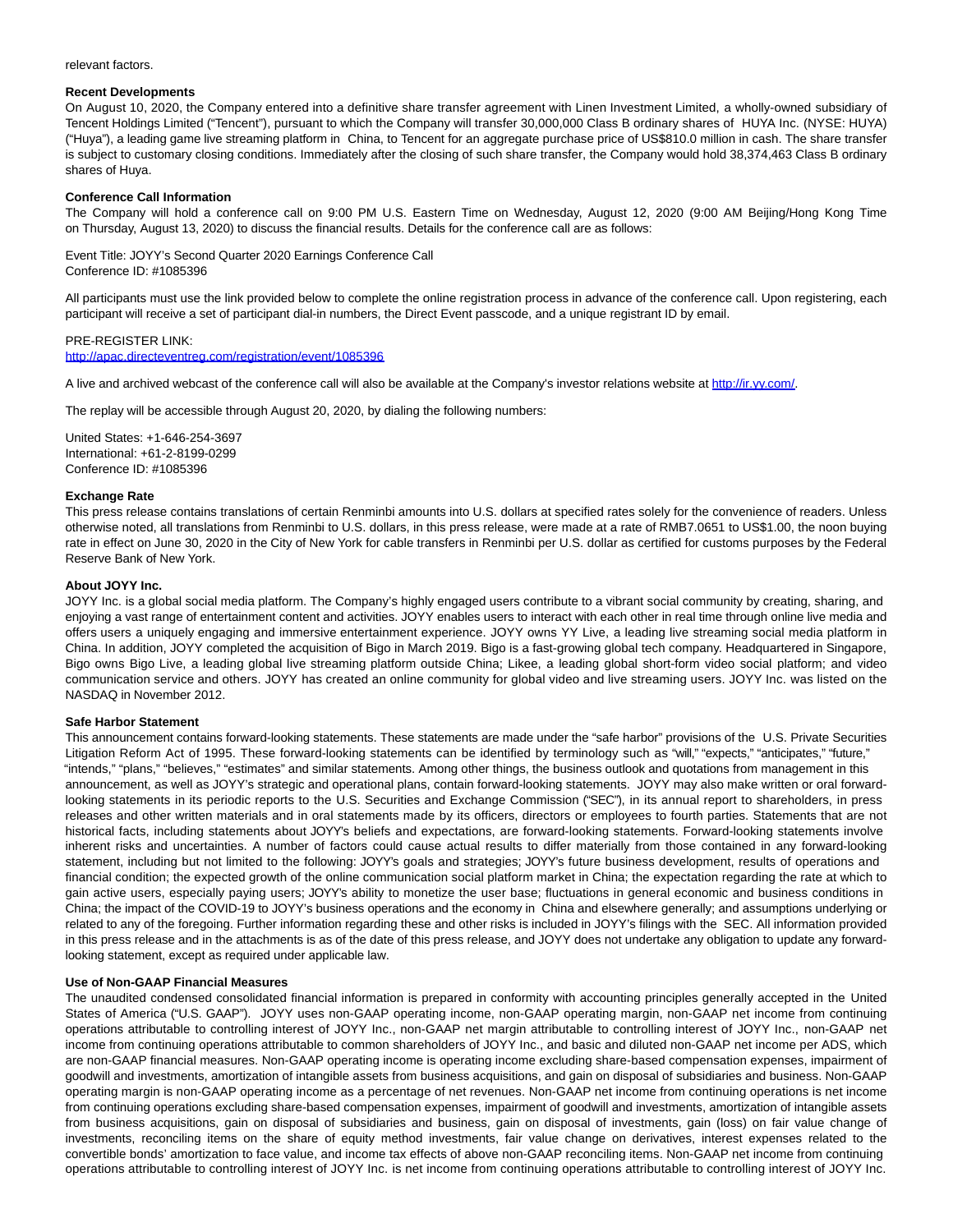relevant factors.

**Recent Developments**

On August 10, 2020, the Company entered into a definitive share transfer agreement with Linen Investment Limited, a wholly-owned subsidiary of Tencent Holdings Limited ("Tencent"), pursuant to which the Company will transfer 30,000,000 Class B ordinary shares of HUYA Inc. (NYSE: HUYA) ("Huya"), a leading game live streaming platform in China, to Tencent for an aggregate purchase price of US$810.0 million in cash. The share transfer is subject to customary closing conditions. Immediately after the closing of such share transfer, the Company would hold 38,374,463 Class B ordinary shares of Huya.

**Conference Call Information**

The Company will hold a conference call on 9:00 PM U.S. Eastern Time on Wednesday, August 12, 2020 (9:00 AM Beijing/Hong Kong Time on Thursday, August 13, 2020) to discuss the financial results. Details for the conference call are as follows:

Event Title: JOYY's Second Quarter 2020 Earnings Conference Call
Conference ID: #1085396

All participants must use the link provided below to complete the online registration process in advance of the conference call. Upon registering, each participant will receive a set of participant dial-in numbers, the Direct Event passcode, and a unique registrant ID by email.

PRE-REGISTER LINK:
http://apac.directeventreg.com/registration/event/1085396

A live and archived webcast of the conference call will also be available at the Company's investor relations website at http://ir.yy.com/.

The replay will be accessible through August 20, 2020, by dialing the following numbers:

United States: +1-646-254-3697
International: +61-2-8199-0299
Conference ID: #1085396

**Exchange Rate**

This press release contains translations of certain Renminbi amounts into U.S. dollars at specified rates solely for the convenience of readers. Unless otherwise noted, all translations from Renminbi to U.S. dollars, in this press release, were made at a rate of RMB7.0651 to US$1.00, the noon buying rate in effect on June 30, 2020 in the City of New York for cable transfers in Renminbi per U.S. dollar as certified for customs purposes by the Federal Reserve Bank of New York.

**About JOYY Inc.**

JOYY Inc. is a global social media platform. The Company's highly engaged users contribute to a vibrant social community by creating, sharing, and enjoying a vast range of entertainment content and activities. JOYY enables users to interact with each other in real time through online live media and offers users a uniquely engaging and immersive entertainment experience. JOYY owns YY Live, a leading live streaming social media platform in China. In addition, JOYY completed the acquisition of Bigo in March 2019. Bigo is a fast-growing global tech company. Headquartered in Singapore, Bigo owns Bigo Live, a leading global live streaming platform outside China; Likee, a leading global short-form video social platform; and video communication service and others. JOYY has created an online community for global video and live streaming users. JOYY Inc. was listed on the NASDAQ in November 2012.

**Safe Harbor Statement**

This announcement contains forward-looking statements. These statements are made under the "safe harbor" provisions of the U.S. Private Securities Litigation Reform Act of 1995. These forward-looking statements can be identified by terminology such as "will," "expects," "anticipates," "future," "intends," "plans," "believes," "estimates" and similar statements. Among other things, the business outlook and quotations from management in this announcement, as well as JOYY's strategic and operational plans, contain forward-looking statements. JOYY may also make written or oral forward-looking statements in its periodic reports to the U.S. Securities and Exchange Commission ("SEC"), in its annual report to shareholders, in press releases and other written materials and in oral statements made by its officers, directors or employees to fourth parties. Statements that are not historical facts, including statements about JOYY's beliefs and expectations, are forward-looking statements. Forward-looking statements involve inherent risks and uncertainties. A number of factors could cause actual results to differ materially from those contained in any forward-looking statement, including but not limited to the following: JOYY's goals and strategies; JOYY's future business development, results of operations and financial condition; the expected growth of the online communication social platform market in China; the expectation regarding the rate at which to gain active users, especially paying users; JOYY's ability to monetize the user base; fluctuations in general economic and business conditions in China; the impact of the COVID-19 to JOYY's business operations and the economy in China and elsewhere generally; and assumptions underlying or related to any of the foregoing. Further information regarding these and other risks is included in JOYY's filings with the SEC. All information provided in this press release and in the attachments is as of the date of this press release, and JOYY does not undertake any obligation to update any forward-looking statement, except as required under applicable law.

**Use of Non-GAAP Financial Measures**

The unaudited condensed consolidated financial information is prepared in conformity with accounting principles generally accepted in the United States of America ("U.S. GAAP"). JOYY uses non-GAAP operating income, non-GAAP operating margin, non-GAAP net income from continuing operations attributable to controlling interest of JOYY Inc., non-GAAP net margin attributable to controlling interest of JOYY Inc., non-GAAP net income from continuing operations attributable to common shareholders of JOYY Inc., and basic and diluted non-GAAP net income per ADS, which are non-GAAP financial measures. Non-GAAP operating income is operating income excluding share-based compensation expenses, impairment of goodwill and investments, amortization of intangible assets from business acquisitions, and gain on disposal of subsidiaries and business. Non-GAAP operating margin is non-GAAP operating income as a percentage of net revenues. Non-GAAP net income from continuing operations is net income from continuing operations excluding share-based compensation expenses, impairment of goodwill and investments, amortization of intangible assets from business acquisitions, gain on disposal of subsidiaries and business, gain on disposal of investments, gain (loss) on fair value change of investments, reconciling items on the share of equity method investments, fair value change on derivatives, interest expenses related to the convertible bonds' amortization to face value, and income tax effects of above non-GAAP reconciling items. Non-GAAP net income from continuing operations attributable to controlling interest of JOYY Inc. is net income from continuing operations attributable to controlling interest of JOYY Inc.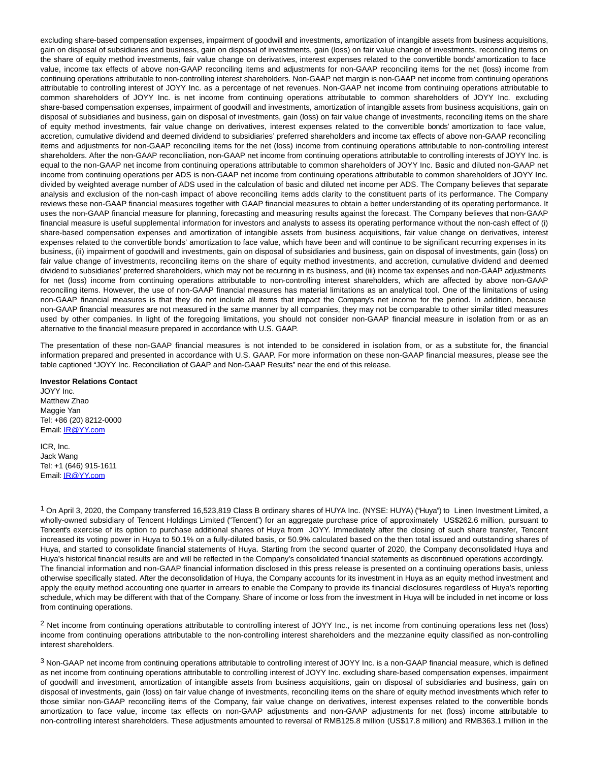excluding share-based compensation expenses, impairment of goodwill and investments, amortization of intangible assets from business acquisitions, gain on disposal of subsidiaries and business, gain on disposal of investments, gain (loss) on fair value change of investments, reconciling items on the share of equity method investments, fair value change on derivatives, interest expenses related to the convertible bonds' amortization to face value, income tax effects of above non-GAAP reconciling items and adjustments for non-GAAP reconciling items for the net (loss) income from continuing operations attributable to non-controlling interest shareholders. Non-GAAP net margin is non-GAAP net income from continuing operations attributable to controlling interest of JOYY Inc. as a percentage of net revenues. Non-GAAP net income from continuing operations attributable to common shareholders of JOYY Inc. is net income from continuing operations attributable to common shareholders of JOYY Inc. excluding share-based compensation expenses, impairment of goodwill and investments, amortization of intangible assets from business acquisitions, gain on disposal of subsidiaries and business, gain on disposal of investments, gain (loss) on fair value change of investments, reconciling items on the share of equity method investments, fair value change on derivatives, interest expenses related to the convertible bonds' amortization to face value, accretion, cumulative dividend and deemed dividend to subsidiaries' preferred shareholders and income tax effects of above non-GAAP reconciling items and adjustments for non-GAAP reconciling items for the net (loss) income from continuing operations attributable to non-controlling interest shareholders. After the non-GAAP reconciliation, non-GAAP net income from continuing operations attributable to controlling interests of JOYY Inc. is equal to the non-GAAP net income from continuing operations attributable to common shareholders of JOYY Inc. Basic and diluted non-GAAP net income from continuing operations per ADS is non-GAAP net income from continuing operations attributable to common shareholders of JOYY Inc. divided by weighted average number of ADS used in the calculation of basic and diluted net income per ADS. The Company believes that separate analysis and exclusion of the non-cash impact of above reconciling items adds clarity to the constituent parts of its performance. The Company reviews these non-GAAP financial measures together with GAAP financial measures to obtain a better understanding of its operating performance. It uses the non-GAAP financial measure for planning, forecasting and measuring results against the forecast. The Company believes that non-GAAP financial measure is useful supplemental information for investors and analysts to assess its operating performance without the non-cash effect of (i) share-based compensation expenses and amortization of intangible assets from business acquisitions, fair value change on derivatives, interest expenses related to the convertible bonds' amortization to face value, which have been and will continue to be significant recurring expenses in its business, (ii) impairment of goodwill and investments, gain on disposal of subsidiaries and business, gain on disposal of investments, gain (loss) on fair value change of investments, reconciling items on the share of equity method investments, and accretion, cumulative dividend and deemed dividend to subsidiaries' preferred shareholders, which may not be recurring in its business, and (iii) income tax expenses and non-GAAP adjustments for net (loss) income from continuing operations attributable to non-controlling interest shareholders, which are affected by above non-GAAP reconciling items. However, the use of non-GAAP financial measures has material limitations as an analytical tool. One of the limitations of using non-GAAP financial measures is that they do not include all items that impact the Company's net income for the period. In addition, because non-GAAP financial measures are not measured in the same manner by all companies, they may not be comparable to other similar titled measures used by other companies. In light of the foregoing limitations, you should not consider non-GAAP financial measure in isolation from or as an alternative to the financial measure prepared in accordance with U.S. GAAP.

The presentation of these non-GAAP financial measures is not intended to be considered in isolation from, or as a substitute for, the financial information prepared and presented in accordance with U.S. GAAP. For more information on these non-GAAP financial measures, please see the table captioned "JOYY Inc. Reconciliation of GAAP and Non-GAAP Results" near the end of this release.

**Investor Relations Contact**

JOYY Inc.
Matthew Zhao
Maggie Yan
Tel: +86 (20) 8212-0000
Email: IR@YY.com

ICR, Inc.
Jack Wang
Tel: +1 (646) 915-1611
Email: IR@YY.com

[1] On April 3, 2020, the Company transferred 16,523,819 Class B ordinary shares of HUYA Inc. (NYSE: HUYA) ("Huya") to Linen Investment Limited, a wholly-owned subsidiary of Tencent Holdings Limited ("Tencent") for an aggregate purchase price of approximately US$262.6 million, pursuant to Tencent's exercise of its option to purchase additional shares of Huya from JOYY. Immediately after the closing of such share transfer, Tencent increased its voting power in Huya to 50.1% on a fully-diluted basis, or 50.9% calculated based on the then total issued and outstanding shares of Huya, and started to consolidate financial statements of Huya. Starting from the second quarter of 2020, the Company deconsolidated Huya and Huya's historical financial results are and will be reflected in the Company's consolidated financial statements as discontinued operations accordingly. The financial information and non-GAAP financial information disclosed in this press release is presented on a continuing operations basis, unless otherwise specifically stated. After the deconsolidation of Huya, the Company accounts for its investment in Huya as an equity method investment and apply the equity method accounting one quarter in arrears to enable the Company to provide its financial disclosures regardless of Huya's reporting schedule, which may be different with that of the Company. Share of income or loss from the investment in Huya will be included in net income or loss from continuing operations.

[2] Net income from continuing operations attributable to controlling interest of JOYY Inc., is net income from continuing operations less net (loss) income from continuing operations attributable to the non-controlling interest shareholders and the mezzanine equity classified as non-controlling interest shareholders.

[3] Non-GAAP net income from continuing operations attributable to controlling interest of JOYY Inc. is a non-GAAP financial measure, which is defined as net income from continuing operations attributable to controlling interest of JOYY Inc. excluding share-based compensation expenses, impairment of goodwill and investment, amortization of intangible assets from business acquisitions, gain on disposal of subsidiaries and business, gain on disposal of investments, gain (loss) on fair value change of investments, reconciling items on the share of equity method investments which refer to those similar non-GAAP reconciling items of the Company, fair value change on derivatives, interest expenses related to the convertible bonds amortization to face value, income tax effects on non-GAAP adjustments and non-GAAP adjustments for net (loss) income attributable to non-controlling interest shareholders. These adjustments amounted to reversal of RMB125.8 million (US$17.8 million) and RMB363.1 million in the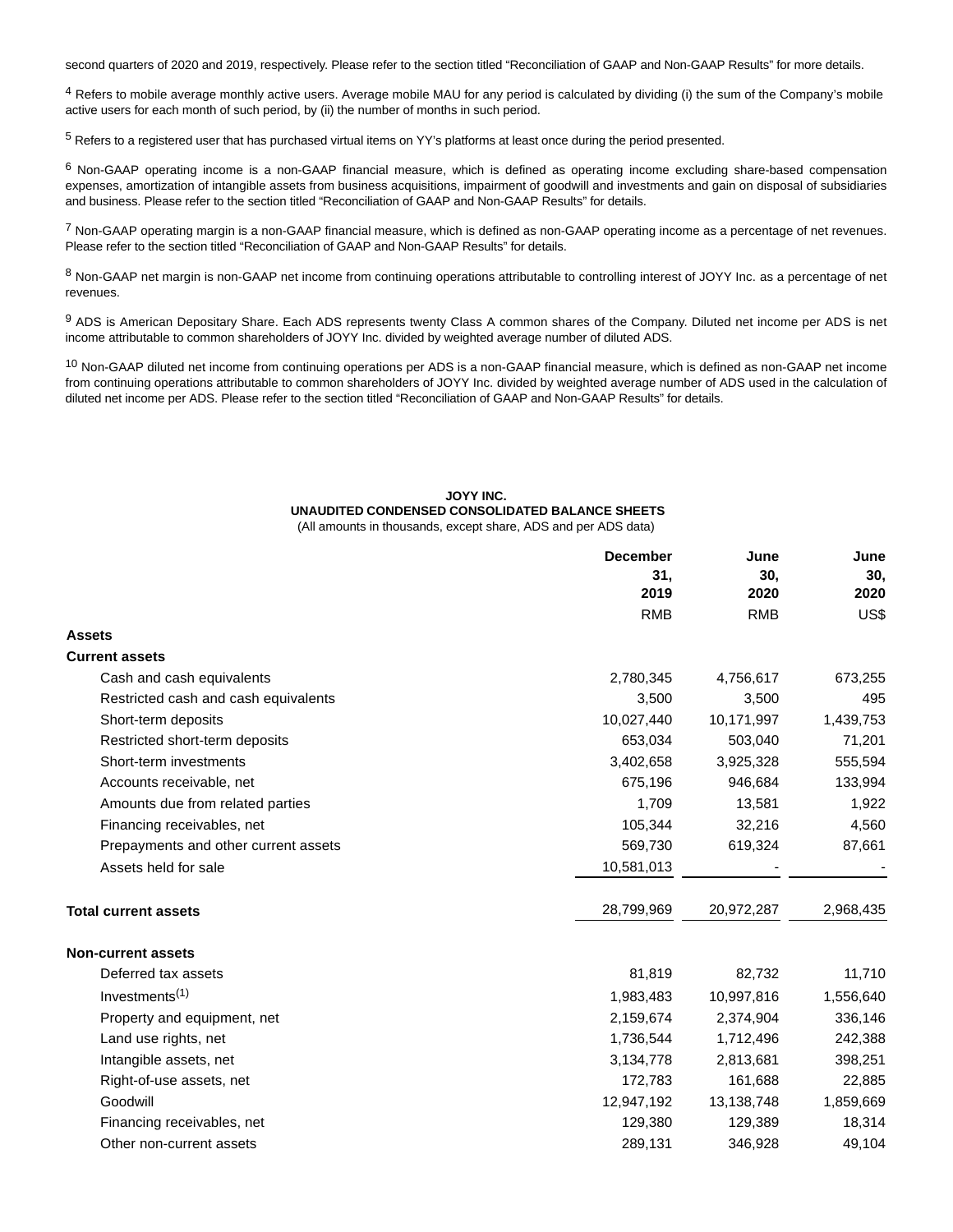second quarters of 2020 and 2019, respectively. Please refer to the section titled "Reconciliation of GAAP and Non-GAAP Results" for more details.

[4] Refers to mobile average monthly active users. Average mobile MAU for any period is calculated by dividing (i) the sum of the Company's mobile active users for each month of such period, by (ii) the number of months in such period.

[5] Refers to a registered user that has purchased virtual items on YY's platforms at least once during the period presented.

[6] Non-GAAP operating income is a non-GAAP financial measure, which is defined as operating income excluding share-based compensation expenses, amortization of intangible assets from business acquisitions, impairment of goodwill and investments and gain on disposal of subsidiaries and business. Please refer to the section titled "Reconciliation of GAAP and Non-GAAP Results" for details.

[7] Non-GAAP operating margin is a non-GAAP financial measure, which is defined as non-GAAP operating income as a percentage of net revenues. Please refer to the section titled "Reconciliation of GAAP and Non-GAAP Results" for details.

[8] Non-GAAP net margin is non-GAAP net income from continuing operations attributable to controlling interest of JOYY Inc. as a percentage of net revenues.

[9] ADS is American Depositary Share. Each ADS represents twenty Class A common shares of the Company. Diluted net income per ADS is net income attributable to common shareholders of JOYY Inc. divided by weighted average number of diluted ADS.

[10] Non-GAAP diluted net income from continuing operations per ADS is a non-GAAP financial measure, which is defined as non-GAAP net income from continuing operations attributable to common shareholders of JOYY Inc. divided by weighted average number of ADS used in the calculation of diluted net income per ADS. Please refer to the section titled "Reconciliation of GAAP and Non-GAAP Results" for details.

**JOYY INC.**
**UNAUDITED CONDENSED CONSOLIDATED BALANCE SHEETS**
(All amounts in thousands, except share, ADS and per ADS data)

| | December 31, 2019 | June 30, 2020 | June 30, 2020 |
|---|---|---|---|
| | RMB | RMB | US$ |
| **Assets** | | | |
| **Current assets** | | | |
| Cash and cash equivalents | 2,780,345 | 4,756,617 | 673,255 |
| Restricted cash and cash equivalents | 3,500 | 3,500 | 495 |
| Short-term deposits | 10,027,440 | 10,171,997 | 1,439,753 |
| Restricted short-term deposits | 653,034 | 503,040 | 71,201 |
| Short-term investments | 3,402,658 | 3,925,328 | 555,594 |
| Accounts receivable, net | 675,196 | 946,684 | 133,994 |
| Amounts due from related parties | 1,709 | 13,581 | 1,922 |
| Financing receivables, net | 105,344 | 32,216 | 4,560 |
| Prepayments and other current assets | 569,730 | 619,324 | 87,661 |
| Assets held for sale | 10,581,013 | - | - |
| **Total current assets** | 28,799,969 | 20,972,287 | 2,968,435 |
| **Non-current assets** | | | |
| Deferred tax assets | 81,819 | 82,732 | 11,710 |
| Investments(1) | 1,983,483 | 10,997,816 | 1,556,640 |
| Property and equipment, net | 2,159,674 | 2,374,904 | 336,146 |
| Land use rights, net | 1,736,544 | 1,712,496 | 242,388 |
| Intangible assets, net | 3,134,778 | 2,813,681 | 398,251 |
| Right-of-use assets, net | 172,783 | 161,688 | 22,885 |
| Goodwill | 12,947,192 | 13,138,748 | 1,859,669 |
| Financing receivables, net | 129,380 | 129,389 | 18,314 |
| Other non-current assets | 289,131 | 346,928 | 49,104 |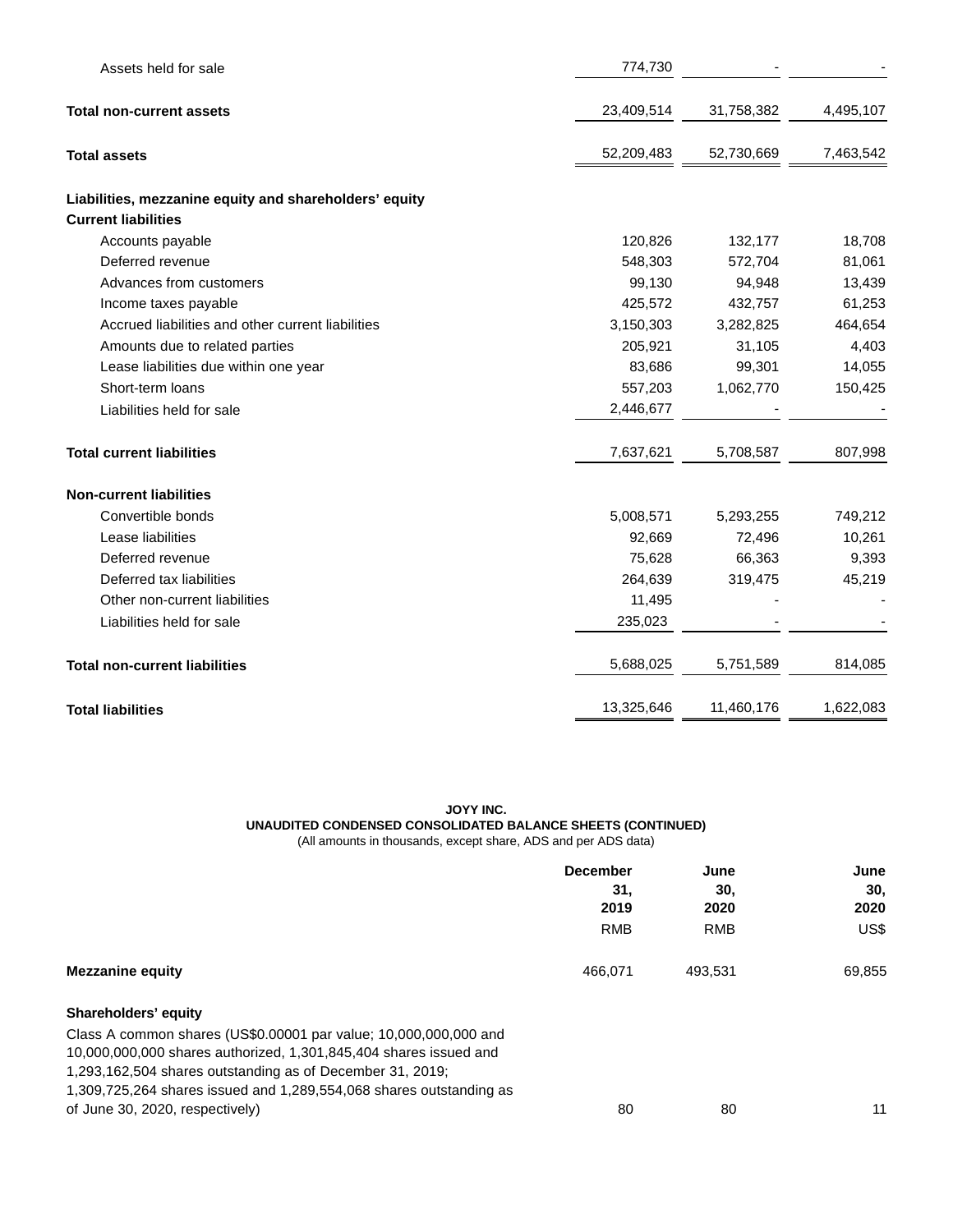| | | | |
|---|---|---|---|
| Assets held for sale | 774,730 | - | - |
| **Total non-current assets** | 23,409,514 | 31,758,382 | 4,495,107 |
| **Total assets** | 52,209,483 | 52,730,669 | 7,463,542 |
| **Liabilities, mezzanine equity and shareholders' equity** | | | |
| **Current liabilities** | | | |
| Accounts payable | 120,826 | 132,177 | 18,708 |
| Deferred revenue | 548,303 | 572,704 | 81,061 |
| Advances from customers | 99,130 | 94,948 | 13,439 |
| Income taxes payable | 425,572 | 432,757 | 61,253 |
| Accrued liabilities and other current liabilities | 3,150,303 | 3,282,825 | 464,654 |
| Amounts due to related parties | 205,921 | 31,105 | 4,403 |
| Lease liabilities due within one year | 83,686 | 99,301 | 14,055 |
| Short-term loans | 557,203 | 1,062,770 | 150,425 |
| Liabilities held for sale | 2,446,677 | - | - |
| **Total current liabilities** | 7,637,621 | 5,708,587 | 807,998 |
| **Non-current liabilities** | | | |
| Convertible bonds | 5,008,571 | 5,293,255 | 749,212 |
| Lease liabilities | 92,669 | 72,496 | 10,261 |
| Deferred revenue | 75,628 | 66,363 | 9,393 |
| Deferred tax liabilities | 264,639 | 319,475 | 45,219 |
| Other non-current liabilities | 11,495 | - | - |
| Liabilities held for sale | 235,023 | - | - |
| **Total non-current liabilities** | 5,688,025 | 5,751,589 | 814,085 |
| **Total liabilities** | 13,325,646 | 11,460,176 | 1,622,083 |

**JOYY INC.**
**UNAUDITED CONDENSED CONSOLIDATED BALANCE SHEETS (CONTINUED)**
(All amounts in thousands, except share, ADS and per ADS data)

| | December 31, 2019 | June 30, 2020 | June 30, 2020 |
|---|---|---|---|
| | RMB | RMB | US$ |
| **Mezzanine equity** | 466,071 | 493,531 | 69,855 |
| **Shareholders' equity** | | | |
| Class A common shares (US$0.00001 par value; 10,000,000,000 and 10,000,000,000 shares authorized, 1,301,845,404 shares issued and 1,293,162,504 shares outstanding as of December 31, 2019; 1,309,725,264 shares issued and 1,289,554,068 shares outstanding as of June 30, 2020, respectively) | 80 | 80 | 11 |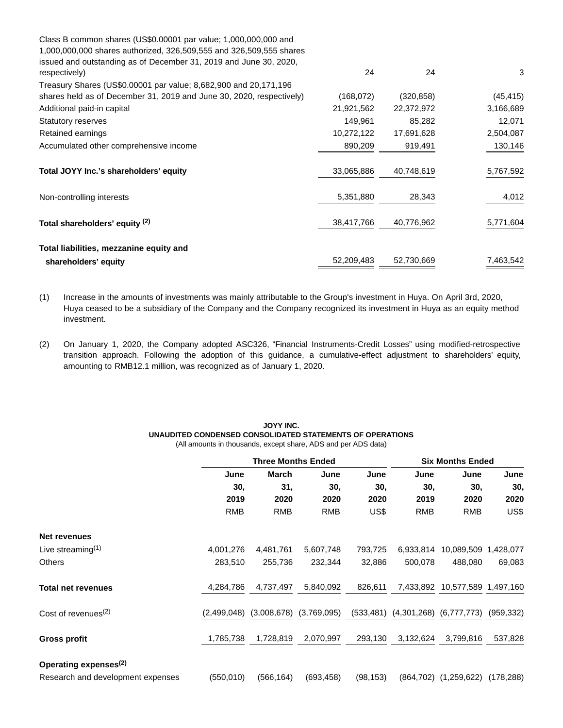| | | | |
|---|---|---|---|
| Class B common shares (US$0.00001 par value; 1,000,000,000 and 1,000,000,000 shares authorized, 326,509,555 and 326,509,555 shares issued and outstanding as of December 31, 2019 and June 30, 2020, respectively) | 24 | 24 | 3 |
| Treasury Shares (US$0.00001 par value; 8,682,900 and 20,171,196 shares held as of December 31, 2019 and June 30, 2020, respectively) | (168,072) | (320,858) | (45,415) |
| Additional paid-in capital | 21,921,562 | 22,372,972 | 3,166,689 |
| Statutory reserves | 149,961 | 85,282 | 12,071 |
| Retained earnings | 10,272,122 | 17,691,628 | 2,504,087 |
| Accumulated other comprehensive income | 890,209 | 919,491 | 130,146 |
| **Total JOYY Inc.'s shareholders' equity** | 33,065,886 | 40,748,619 | 5,767,592 |
| Non-controlling interests | 5,351,880 | 28,343 | 4,012 |
| **Total shareholders' equity (2)** | 38,417,766 | 40,776,962 | 5,771,604 |
| **Total liabilities, mezzanine equity and shareholders' equity** | 52,209,483 | 52,730,669 | 7,463,542 |

(1) Increase in the amounts of investments was mainly attributable to the Group's investment in Huya. On April 3rd, 2020, Huya ceased to be a subsidiary of the Company and the Company recognized its investment in Huya as an equity method investment.

(2) On January 1, 2020, the Company adopted ASC326, "Financial Instruments-Credit Losses" using modified-retrospective transition approach. Following the adoption of this guidance, a cumulative-effect adjustment to shareholders' equity, amounting to RMB12.1 million, was recognized as of January 1, 2020.

**JOYY INC.**
**UNAUDITED CONDENSED CONSOLIDATED STATEMENTS OF OPERATIONS**
(All amounts in thousands, except share, ADS and per ADS data)

| | Three Months Ended | | | | Six Months Ended | | |
|---|---|---|---|---|---|---|---|
| | June 30, 2019 | March 31, 2020 | June 30, 2020 | June 30, 2020 | June 30, 2019 | June 30, 2020 | June 30, 2020 |
| | RMB | RMB | RMB | US$ | RMB | RMB | US$ |
| **Net revenues** | | | | | | | |
| Live streaming(1) | 4,001,276 | 4,481,761 | 5,607,748 | 793,725 | 6,933,814 | 10,089,509 | 1,428,077 |
| Others | 283,510 | 255,736 | 232,344 | 32,886 | 500,078 | 488,080 | 69,083 |
| **Total net revenues** | 4,284,786 | 4,737,497 | 5,840,092 | 826,611 | 7,433,892 | 10,577,589 | 1,497,160 |
| Cost of revenues(2) | (2,499,048) | (3,008,678) | (3,769,095) | (533,481) | (4,301,268) | (6,777,773) | (959,332) |
| **Gross profit** | 1,785,738 | 1,728,819 | 2,070,997 | 293,130 | 3,132,624 | 3,799,816 | 537,828 |
| **Operating expenses(2)** | | | | | | | |
| Research and development expenses | (550,010) | (566,164) | (693,458) | (98,153) | (864,702) | (1,259,622) | (178,288) |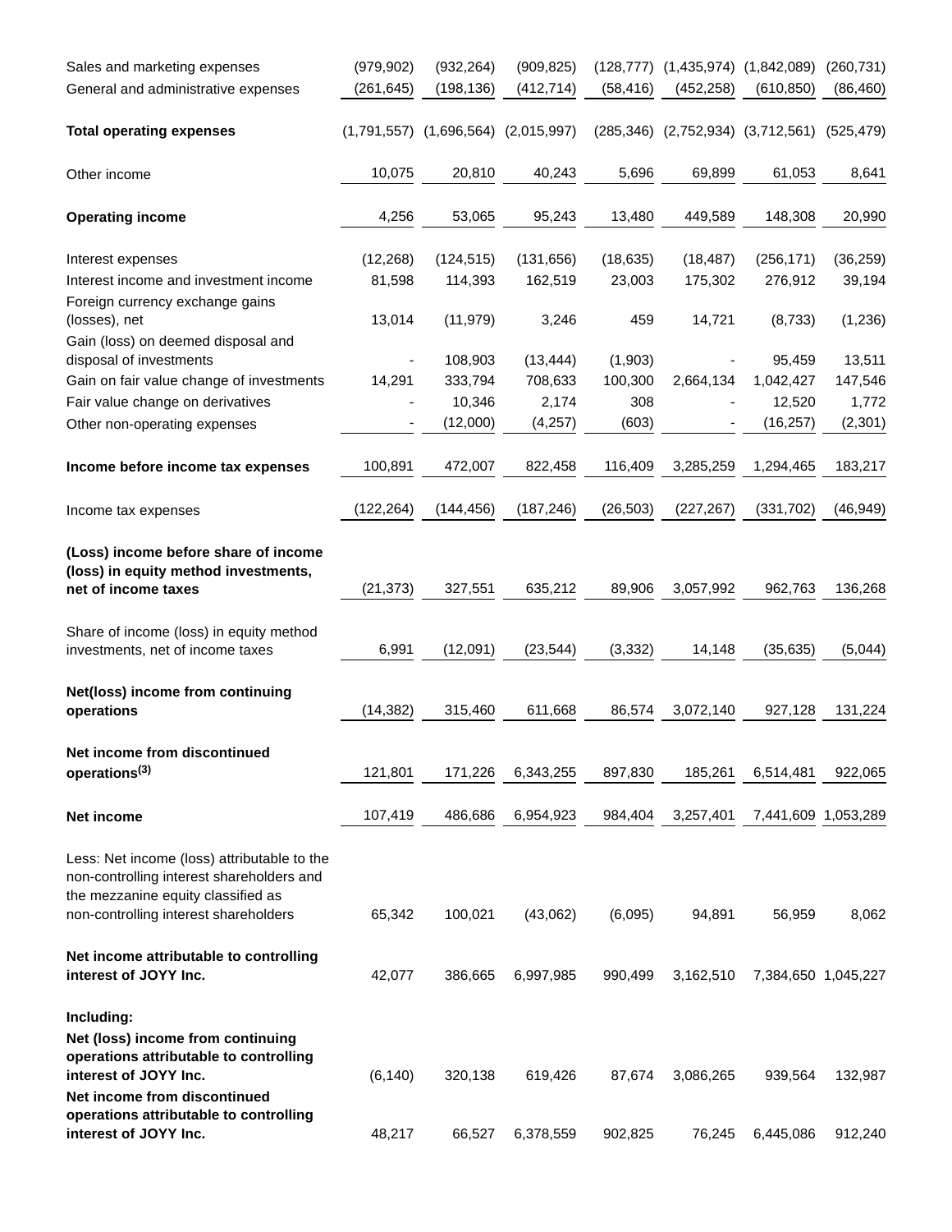| | | | | | | | |
|---|---|---|---|---|---|---|---|
| Sales and marketing expenses | (979,902) | (932,264) | (909,825) | (128,777) | (1,435,974) | (1,842,089) | (260,731) |
| General and administrative expenses | (261,645) | (198,136) | (412,714) | (58,416) | (452,258) | (610,850) | (86,460) |
| **Total operating expenses** | (1,791,557) | (1,696,564) | (2,015,997) | (285,346) | (2,752,934) | (3,712,561) | (525,479) |
| Other income | 10,075 | 20,810 | 40,243 | 5,696 | 69,899 | 61,053 | 8,641 |
| **Operating income** | 4,256 | 53,065 | 95,243 | 13,480 | 449,589 | 148,308 | 20,990 |
| Interest expenses | (12,268) | (124,515) | (131,656) | (18,635) | (18,487) | (256,171) | (36,259) |
| Interest income and investment income | 81,598 | 114,393 | 162,519 | 23,003 | 175,302 | 276,912 | 39,194 |
| Foreign currency exchange gains (losses), net | 13,014 | (11,979) | 3,246 | 459 | 14,721 | (8,733) | (1,236) |
| Gain (loss) on deemed disposal and disposal of investments | - | 108,903 | (13,444) | (1,903) | - | 95,459 | 13,511 |
| Gain on fair value change of investments | 14,291 | 333,794 | 708,633 | 100,300 | 2,664,134 | 1,042,427 | 147,546 |
| Fair value change on derivatives | - | 10,346 | 2,174 | 308 | - | 12,520 | 1,772 |
| Other non-operating expenses | - | (12,000) | (4,257) | (603) | - | (16,257) | (2,301) |
| **Income before income tax expenses** | 100,891 | 472,007 | 822,458 | 116,409 | 3,285,259 | 1,294,465 | 183,217 |
| Income tax expenses | (122,264) | (144,456) | (187,246) | (26,503) | (227,267) | (331,702) | (46,949) |
| **(Loss) income before share of income (loss) in equity method investments, net of income taxes** | (21,373) | 327,551 | 635,212 | 89,906 | 3,057,992 | 962,763 | 136,268 |
| Share of income (loss) in equity method investments, net of income taxes | 6,991 | (12,091) | (23,544) | (3,332) | 14,148 | (35,635) | (5,044) |
| **Net(loss) income from continuing operations** | (14,382) | 315,460 | 611,668 | 86,574 | 3,072,140 | 927,128 | 131,224 |
| **Net income from discontinued operations[(3)]** | 121,801 | 171,226 | 6,343,255 | 897,830 | 185,261 | 6,514,481 | 922,065 |
| **Net income** | 107,419 | 486,686 | 6,954,923 | 984,404 | 3,257,401 | 7,441,609 | 1,053,289 |
| Less: Net income (loss) attributable to the non-controlling interest shareholders and the mezzanine equity classified as non-controlling interest shareholders | 65,342 | 100,021 | (43,062) | (6,095) | 94,891 | 56,959 | 8,062 |
| **Net income attributable to controlling interest of JOYY Inc.** | 42,077 | 386,665 | 6,997,985 | 990,499 | 3,162,510 | 7,384,650 | 1,045,227 |
| **Including:** | | | | | | | |
| **Net (loss) income from continuing operations attributable to controlling interest of JOYY Inc.** | (6,140) | 320,138 | 619,426 | 87,674 | 3,086,265 | 939,564 | 132,987 |
| **Net income from discontinued operations attributable to controlling interest of JOYY Inc.** | 48,217 | 66,527 | 6,378,559 | 902,825 | 76,245 | 6,445,086 | 912,240 |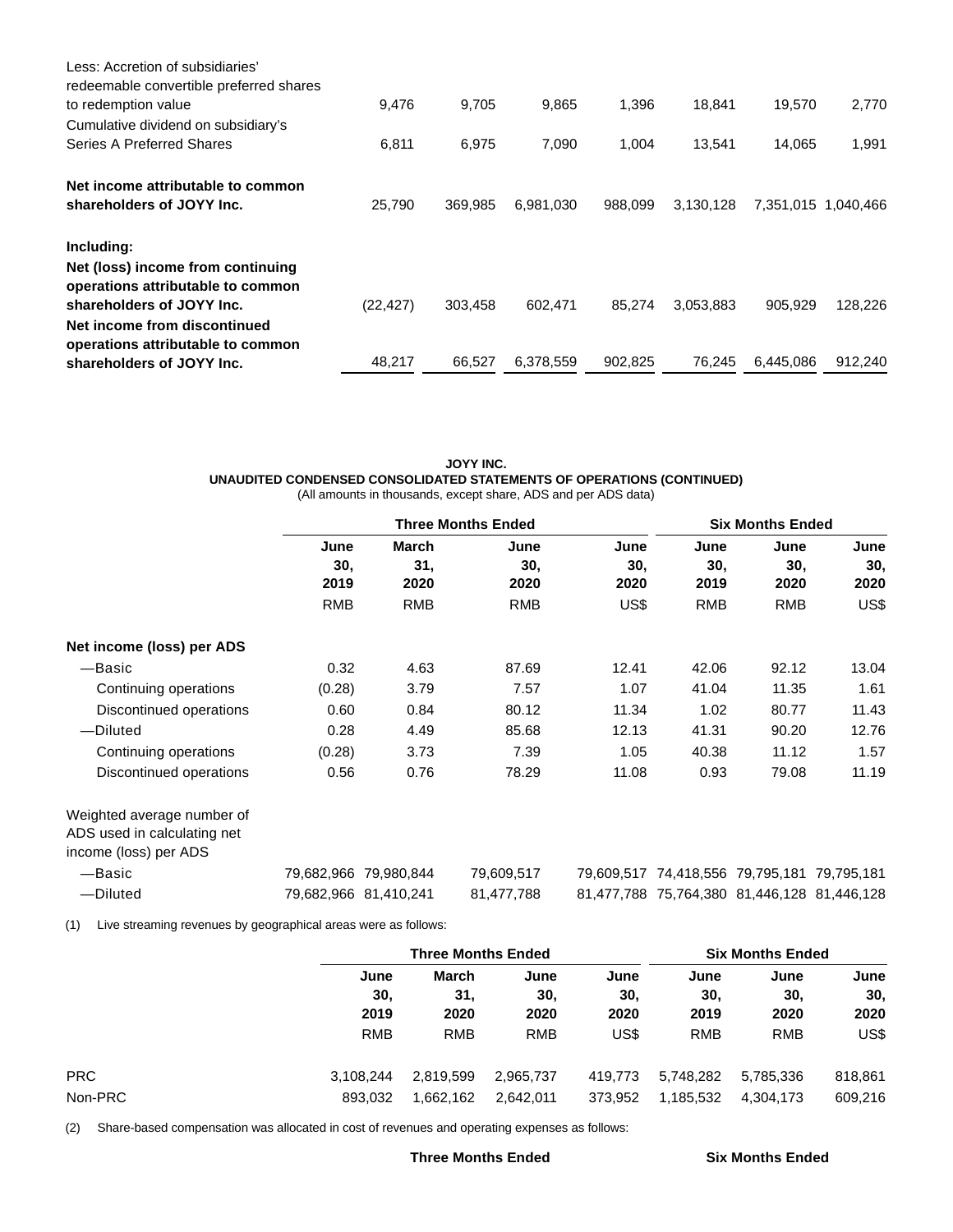| | | | | | | | |
|---|---|---|---|---|---|---|---|
| Less: Accretion of subsidiaries' redeemable convertible preferred shares to redemption value | 9,476 | 9,705 | 9,865 | 1,396 | 18,841 | 19,570 | 2,770 |
| Cumulative dividend on subsidiary's Series A Preferred Shares | 6,811 | 6,975 | 7,090 | 1,004 | 13,541 | 14,065 | 1,991 |
| **Net income attributable to common shareholders of JOYY Inc.** | 25,790 | 369,985 | 6,981,030 | 988,099 | 3,130,128 | 7,351,015 | 1,040,466 |
| **Including:** | | | | | | | |
| **Net (loss) income from continuing operations attributable to common shareholders of JOYY Inc.** | (22,427) | 303,458 | 602,471 | 85,274 | 3,053,883 | 905,929 | 128,226 |
| **Net income from discontinued operations attributable to common shareholders of JOYY Inc.** | 48,217 | 66,527 | 6,378,559 | 902,825 | 76,245 | 6,445,086 | 912,240 |

**JOYY INC.**
**UNAUDITED CONDENSED CONSOLIDATED STATEMENTS OF OPERATIONS (CONTINUED)**
(All amounts in thousands, except share, ADS and per ADS data)

| | Three Months Ended | | | | Six Months Ended | | |
|---|---|---|---|---|---|---|---|
| | June 30, 2019 | March 31, 2020 | June 30, 2020 | June 30, 2020 | June 30, 2019 | June 30, 2020 | June 30, 2020 |
| | RMB | RMB | RMB | US$ | RMB | RMB | US$ |
| **Net income (loss) per ADS** | | | | | | | |
| —Basic | 0.32 | 4.63 | 87.69 | 12.41 | 42.06 | 92.12 | 13.04 |
| Continuing operations | (0.28) | 3.79 | 7.57 | 1.07 | 41.04 | 11.35 | 1.61 |
| Discontinued operations | 0.60 | 0.84 | 80.12 | 11.34 | 1.02 | 80.77 | 11.43 |
| —Diluted | 0.28 | 4.49 | 85.68 | 12.13 | 41.31 | 90.20 | 12.76 |
| Continuing operations | (0.28) | 3.73 | 7.39 | 1.05 | 40.38 | 11.12 | 1.57 |
| Discontinued operations | 0.56 | 0.76 | 78.29 | 11.08 | 0.93 | 79.08 | 11.19 |
| Weighted average number of ADS used in calculating net income (loss) per ADS | | | | | | | |
| —Basic | 79,682,966 | 79,980,844 | 79,609,517 | 79,609,517 | 74,418,556 | 79,795,181 | 79,795,181 |
| —Diluted | 79,682,966 | 81,410,241 | 81,477,788 | 81,477,788 | 75,764,380 | 81,446,128 | 81,446,128 |

(1) Live streaming revenues by geographical areas were as follows:

| | Three Months Ended | | | | Six Months Ended | | |
|---|---|---|---|---|---|---|---|
| | June 30, 2019 | March 31, 2020 | June 30, 2020 | June 30, 2020 | June 30, 2019 | June 30, 2020 | June 30, 2020 |
| | RMB | RMB | RMB | US$ | RMB | RMB | US$ |
| PRC | 3,108,244 | 2,819,599 | 2,965,737 | 419,773 | 5,748,282 | 5,785,336 | 818,861 |
| Non-PRC | 893,032 | 1,662,162 | 2,642,011 | 373,952 | 1,185,532 | 4,304,173 | 609,216 |

(2) Share-based compensation was allocated in cost of revenues and operating expenses as follows:

| | Three Months Ended | | | | Six Months Ended | | |
|---|---|---|---|---|---|---|---|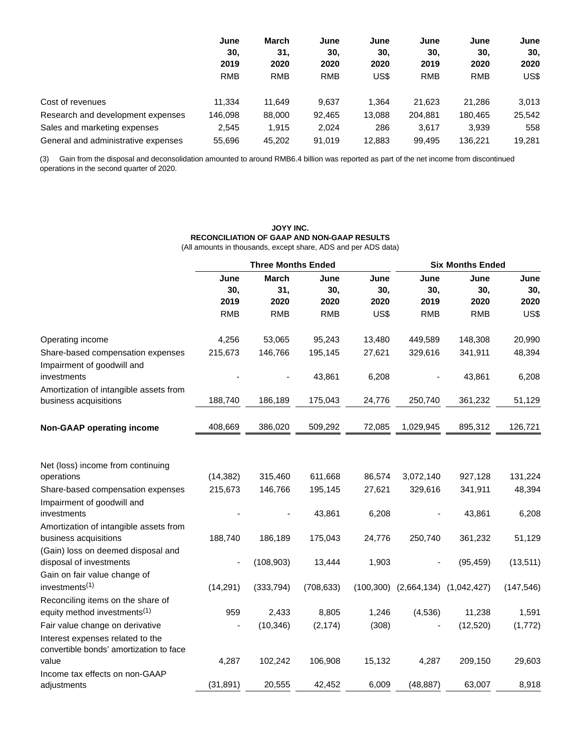| | June 30, 2019 | March 31, 2020 | June 30, 2020 | June 30, 2020 | June 30, 2019 | June 30, 2020 | June 30, 2020 |
|---|---|---|---|---|---|---|---|
| | RMB | RMB | RMB | US$ | RMB | RMB | US$ |
| Cost of revenues | 11,334 | 11,649 | 9,637 | 1,364 | 21,623 | 21,286 | 3,013 |
| Research and development expenses | 146,098 | 88,000 | 92,465 | 13,088 | 204,881 | 180,465 | 25,542 |
| Sales and marketing expenses | 2,545 | 1,915 | 2,024 | 286 | 3,617 | 3,939 | 558 |
| General and administrative expenses | 55,696 | 45,202 | 91,019 | 12,883 | 99,495 | 136,221 | 19,281 |

(3) Gain from the disposal and deconsolidation amounted to around RMB6.4 billion was reported as part of the net income from discontinued operations in the second quarter of 2020.

**JOYY INC.**
**RECONCILIATION OF GAAP AND NON-GAAP RESULTS**
(All amounts in thousands, except share, ADS and per ADS data)

| | Three Months Ended | | | | Six Months Ended | | |
|---|---|---|---|---|---|---|---|
| | June 30, 2019 | March 31, 2020 | June 30, 2020 | June 30, 2020 | June 30, 2019 | June 30, 2020 | June 30, 2020 |
| | RMB | RMB | RMB | US$ | RMB | RMB | US$ |
| Operating income | 4,256 | 53,065 | 95,243 | 13,480 | 449,589 | 148,308 | 20,990 |
| Share-based compensation expenses | 215,673 | 146,766 | 195,145 | 27,621 | 329,616 | 341,911 | 48,394 |
| Impairment of goodwill and investments | - | - | 43,861 | 6,208 | - | 43,861 | 6,208 |
| Amortization of intangible assets from business acquisitions | 188,740 | 186,189 | 175,043 | 24,776 | 250,740 | 361,232 | 51,129 |
| **Non-GAAP operating income** | 408,669 | 386,020 | 509,292 | 72,085 | 1,029,945 | 895,312 | 126,721 |
| | | | | | | | |
| Net (loss) income from continuing operations | (14,382) | 315,460 | 611,668 | 86,574 | 3,072,140 | 927,128 | 131,224 |
| Share-based compensation expenses | 215,673 | 146,766 | 195,145 | 27,621 | 329,616 | 341,911 | 48,394 |
| Impairment of goodwill and investments | - | - | 43,861 | 6,208 | - | 43,861 | 6,208 |
| Amortization of intangible assets from business acquisitions | 188,740 | 186,189 | 175,043 | 24,776 | 250,740 | 361,232 | 51,129 |
| (Gain) loss on deemed disposal and disposal of investments | - | (108,903) | 13,444 | 1,903 | - | (95,459) | (13,511) |
| Gain on fair value change of investments[1] | (14,291) | (333,794) | (708,633) | (100,300) | (2,664,134) | (1,042,427) | (147,546) |
| Reconciling items on the share of equity method investments[1] | 959 | 2,433 | 8,805 | 1,246 | (4,536) | 11,238 | 1,591 |
| Fair value change on derivative | - | (10,346) | (2,174) | (308) | - | (12,520) | (1,772) |
| Interest expenses related to the convertible bonds' amortization to face value | 4,287 | 102,242 | 106,908 | 15,132 | 4,287 | 209,150 | 29,603 |
| Income tax effects on non-GAAP adjustments | (31,891) | 20,555 | 42,452 | 6,009 | (48,887) | 63,007 | 8,918 |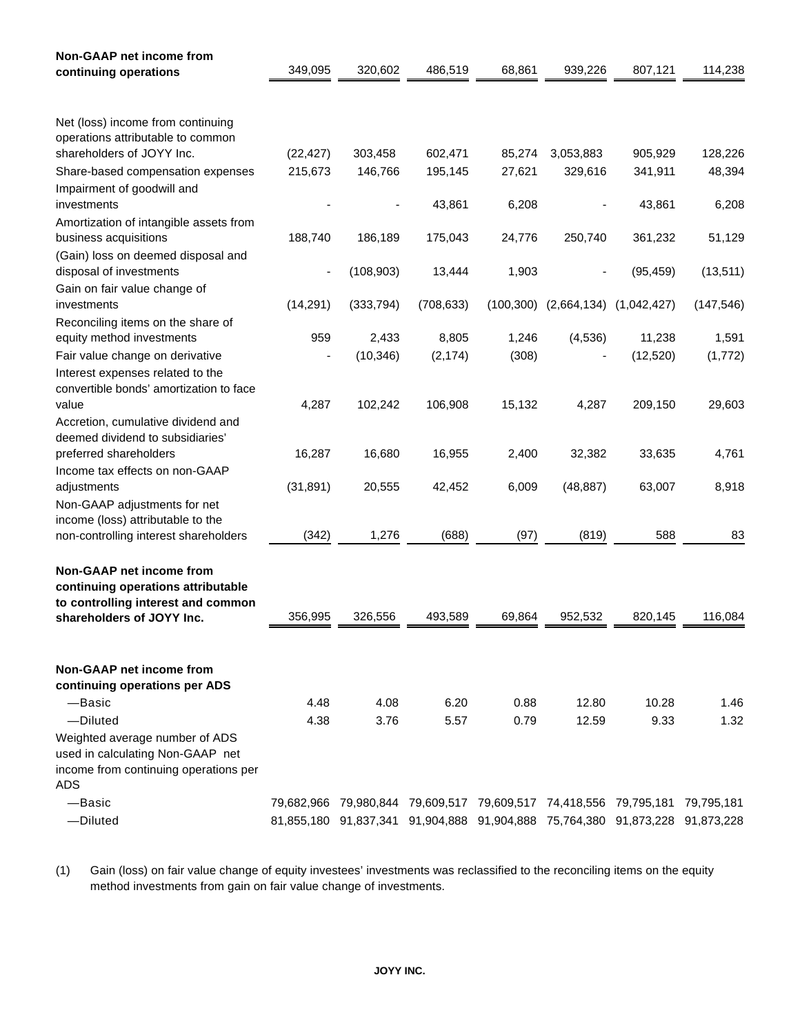| | | | | | | | |
|---|---|---|---|---|---|---|---|
| **Non-GAAP net income from continuing operations** | 349,095 | 320,602 | 486,519 | 68,861 | 939,226 | 807,121 | 114,238 |
| | | | | | | | |
| Net (loss) income from continuing operations attributable to common shareholders of JOYY Inc. | (22,427) | 303,458 | 602,471 | 85,274 | 3,053,883 | 905,929 | 128,226 |
| Share-based compensation expenses | 215,673 | 146,766 | 195,145 | 27,621 | 329,616 | 341,911 | 48,394 |
| Impairment of goodwill and investments | - | - | 43,861 | 6,208 | - | 43,861 | 6,208 |
| Amortization of intangible assets from business acquisitions | 188,740 | 186,189 | 175,043 | 24,776 | 250,740 | 361,232 | 51,129 |
| (Gain) loss on deemed disposal and disposal of investments | - | (108,903) | 13,444 | 1,903 | - | (95,459) | (13,511) |
| Gain on fair value change of investments | (14,291) | (333,794) | (708,633) | (100,300) | (2,664,134) | (1,042,427) | (147,546) |
| Reconciling items on the share of equity method investments | 959 | 2,433 | 8,805 | 1,246 | (4,536) | 11,238 | 1,591 |
| Fair value change on derivative | - | (10,346) | (2,174) | (308) | - | (12,520) | (1,772) |
| Interest expenses related to the convertible bonds' amortization to face value | 4,287 | 102,242 | 106,908 | 15,132 | 4,287 | 209,150 | 29,603 |
| Accretion, cumulative dividend and deemed dividend to subsidiaries' preferred shareholders | 16,287 | 16,680 | 16,955 | 2,400 | 32,382 | 33,635 | 4,761 |
| Income tax effects on non-GAAP adjustments | (31,891) | 20,555 | 42,452 | 6,009 | (48,887) | 63,007 | 8,918 |
| Non-GAAP adjustments for net income (loss) attributable to the non-controlling interest shareholders | (342) | 1,276 | (688) | (97) | (819) | 588 | 83 |
| **Non-GAAP net income from continuing operations attributable to controlling interest and common shareholders of JOYY Inc.** | 356,995 | 326,556 | 493,589 | 69,864 | 952,532 | 820,145 | 116,084 |
| | | | | | | | |
| **Non-GAAP net income from continuing operations per ADS** | | | | | | | |
| —Basic | 4.48 | 4.08 | 6.20 | 0.88 | 12.80 | 10.28 | 1.46 |
| —Diluted | 4.38 | 3.76 | 5.57 | 0.79 | 12.59 | 9.33 | 1.32 |
| Weighted average number of ADS used in calculating Non-GAAP net income from continuing operations per ADS | | | | | | | |
| —Basic | 79,682,966 | 79,980,844 | 79,609,517 | 79,609,517 | 74,418,556 | 79,795,181 | 79,795,181 |
| —Diluted | 81,855,180 | 91,837,341 | 91,904,888 | 91,904,888 | 75,764,380 | 91,873,228 | 91,873,228 |

(1) Gain (loss) on fair value change of equity investees' investments was reclassified to the reconciling items on the equity method investments from gain on fair value change of investments.

**JOYY INC.**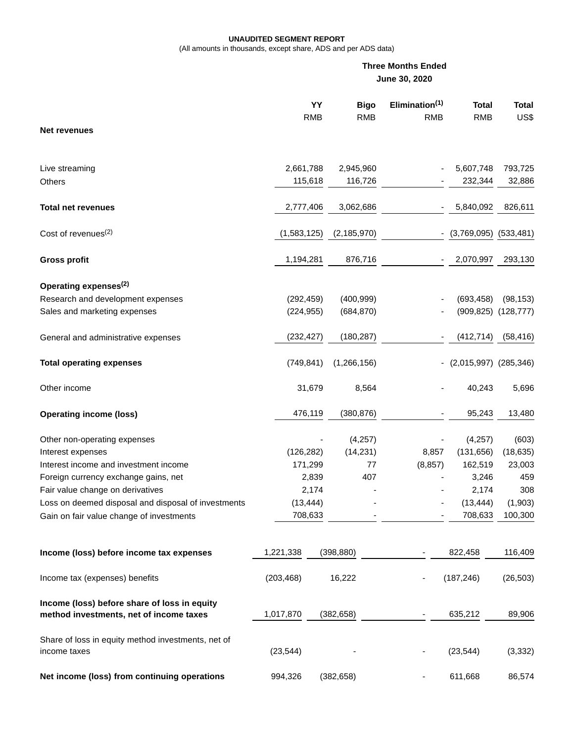**UNAUDITED SEGMENT REPORT**

(All amounts in thousands, except share, ADS and per ADS data)

| | Three Months Ended June 30, 2020 | | | | |
|---|---|---|---|---|---|
| | **YY** | **Bigo** | **Elimination(1)** | **Total** | **Total** |
| | RMB | RMB | RMB | RMB | US$ |
| **Net revenues** | | | | | |
| Live streaming | 2,661,788 | 2,945,960 | - | 5,607,748 | 793,725 |
| Others | 115,618 | 116,726 | - | 232,344 | 32,886 |
| **Total net revenues** | 2,777,406 | 3,062,686 | - | 5,840,092 | 826,611 |
| Cost of revenues(2) | (1,583,125) | (2,185,970) | - | (3,769,095) | (533,481) |
| **Gross profit** | 1,194,281 | 876,716 | - | 2,070,997 | 293,130 |
| **Operating expenses(2)** | | | | | |
| Research and development expenses | (292,459) | (400,999) | - | (693,458) | (98,153) |
| Sales and marketing expenses | (224,955) | (684,870) | - | (909,825) | (128,777) |
| General and administrative expenses | (232,427) | (180,287) | - | (412,714) | (58,416) |
| **Total operating expenses** | (749,841) | (1,266,156) | - | (2,015,997) | (285,346) |
| Other income | 31,679 | 8,564 | - | 40,243 | 5,696 |
| **Operating income (loss)** | 476,119 | (380,876) | - | 95,243 | 13,480 |
| Other non-operating expenses | - | (4,257) | - | (4,257) | (603) |
| Interest expenses | (126,282) | (14,231) | 8,857 | (131,656) | (18,635) |
| Interest income and investment income | 171,299 | 77 | (8,857) | 162,519 | 23,003 |
| Foreign currency exchange gains, net | 2,839 | 407 | - | 3,246 | 459 |
| Fair value change on derivatives | 2,174 | - | - | 2,174 | 308 |
| Loss on deemed disposal and disposal of investments | (13,444) | - | - | (13,444) | (1,903) |
| Gain on fair value change of investments | 708,633 | - | - | 708,633 | 100,300 |
| **Income (loss) before income tax expenses** | 1,221,338 | (398,880) | - | 822,458 | 116,409 |
| Income tax (expenses) benefits | (203,468) | 16,222 | - | (187,246) | (26,503) |
| **Income (loss) before share of loss in equity method investments, net of income taxes** | 1,017,870 | (382,658) | - | 635,212 | 89,906 |
| Share of loss in equity method investments, net of income taxes | (23,544) | - | - | (23,544) | (3,332) |
| **Net income (loss) from continuing operations** | 994,326 | (382,658) | - | 611,668 | 86,574 |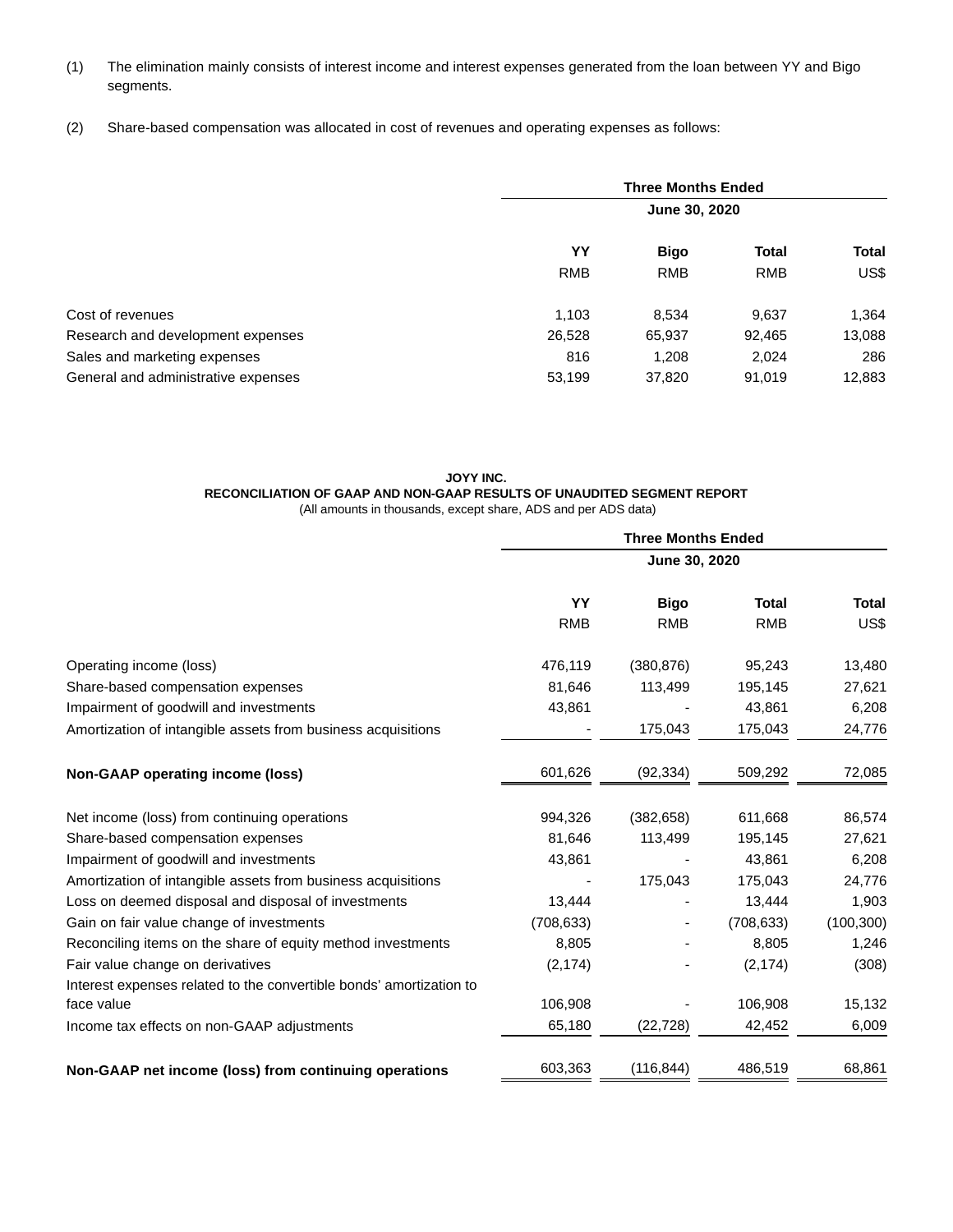(1) The elimination mainly consists of interest income and interest expenses generated from the loan between YY and Bigo segments.

(2) Share-based compensation was allocated in cost of revenues and operating expenses as follows:

| | Three Months Ended June 30, 2020 | | | |
|---|---|---|---|---|
| | YY | Bigo | Total | Total |
| | RMB | RMB | RMB | US$ |
| Cost of revenues | 1,103 | 8,534 | 9,637 | 1,364 |
| Research and development expenses | 26,528 | 65,937 | 92,465 | 13,088 |
| Sales and marketing expenses | 816 | 1,208 | 2,024 | 286 |
| General and administrative expenses | 53,199 | 37,820 | 91,019 | 12,883 |

**JOYY INC.**
**RECONCILIATION OF GAAP AND NON-GAAP RESULTS OF UNAUDITED SEGMENT REPORT**
(All amounts in thousands, except share, ADS and per ADS data)

| | Three Months Ended June 30, 2020 | | | |
|---|---|---|---|---|
| | YY | Bigo | Total | Total |
| | RMB | RMB | RMB | US$ |
| Operating income (loss) | 476,119 | (380,876) | 95,243 | 13,480 |
| Share-based compensation expenses | 81,646 | 113,499 | 195,145 | 27,621 |
| Impairment of goodwill and investments | 43,861 | - | 43,861 | 6,208 |
| Amortization of intangible assets from business acquisitions | - | 175,043 | 175,043 | 24,776 |
| **Non-GAAP operating income (loss)** | 601,626 | (92,334) | 509,292 | 72,085 |
| Net income (loss) from continuing operations | 994,326 | (382,658) | 611,668 | 86,574 |
| Share-based compensation expenses | 81,646 | 113,499 | 195,145 | 27,621 |
| Impairment of goodwill and investments | 43,861 | - | 43,861 | 6,208 |
| Amortization of intangible assets from business acquisitions | - | 175,043 | 175,043 | 24,776 |
| Loss on deemed disposal and disposal of investments | 13,444 | - | 13,444 | 1,903 |
| Gain on fair value change of investments | (708,633) | - | (708,633) | (100,300) |
| Reconciling items on the share of equity method investments | 8,805 | - | 8,805 | 1,246 |
| Fair value change on derivatives | (2,174) | - | (2,174) | (308) |
| Interest expenses related to the convertible bonds' amortization to face value | 106,908 | - | 106,908 | 15,132 |
| Income tax effects on non-GAAP adjustments | 65,180 | (22,728) | 42,452 | 6,009 |
| **Non-GAAP net income (loss) from continuing operations** | 603,363 | (116,844) | 486,519 | 68,861 |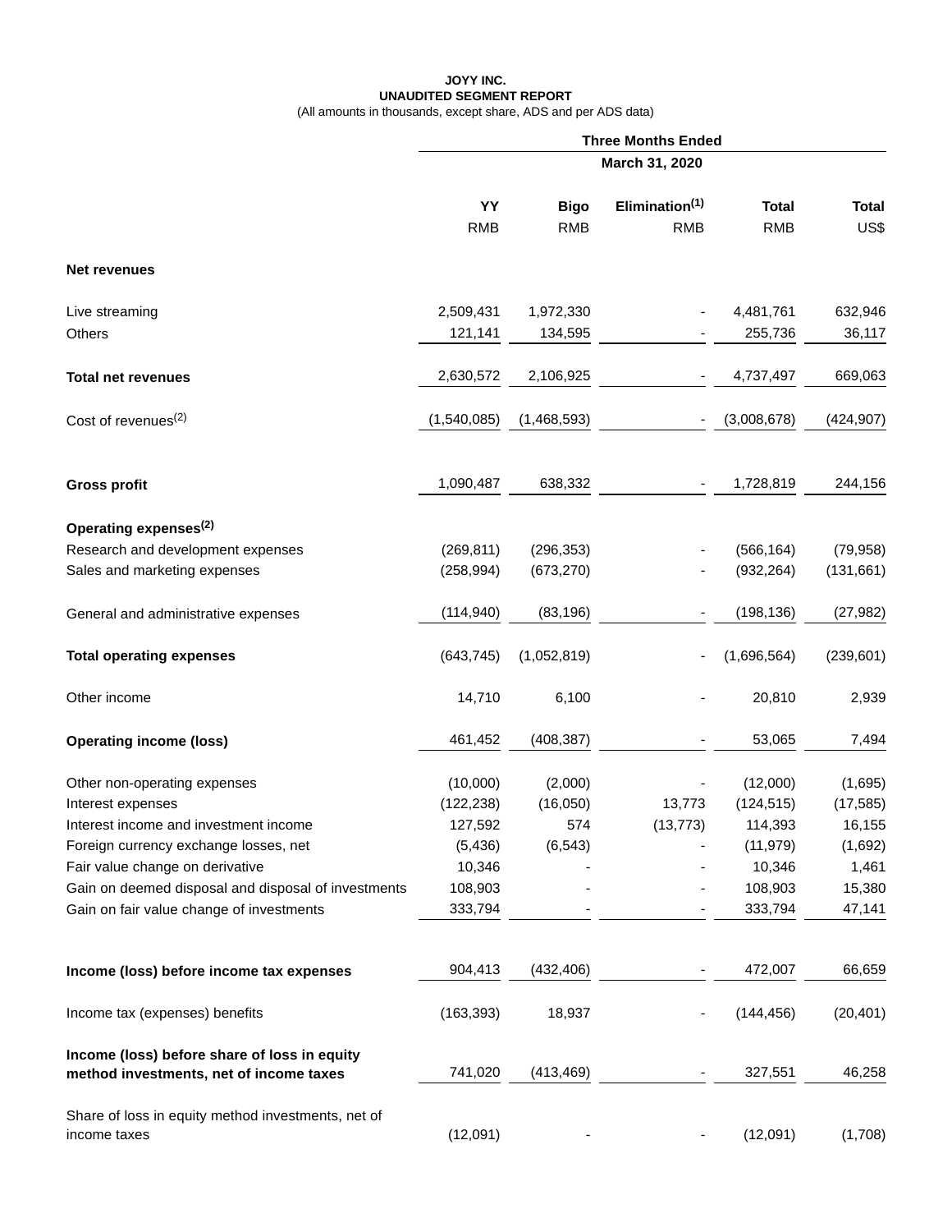**JOYY INC.**
**UNAUDITED SEGMENT REPORT**
(All amounts in thousands, except share, ADS and per ADS data)

| | Three Months Ended | | | | |
|---|---|---|---|---|---|
| | March 31, 2020 | | | | |
| | **YY** | **Bigo** | **Elimination[1]** | **Total** | **Total** |
| | RMB | RMB | RMB | RMB | US$ |
| **Net revenues** | | | | | |
| Live streaming | 2,509,431 | 1,972,330 | - | 4,481,761 | 632,946 |
| Others | 121,141 | 134,595 | - | 255,736 | 36,117 |
| **Total net revenues** | 2,630,572 | 2,106,925 | - | 4,737,497 | 669,063 |
| Cost of revenues[2] | (1,540,085) | (1,468,593) | - | (3,008,678) | (424,907) |
| **Gross profit** | 1,090,487 | 638,332 | - | 1,728,819 | 244,156 |
| **Operating expenses[2]** | | | | | |
| Research and development expenses | (269,811) | (296,353) | - | (566,164) | (79,958) |
| Sales and marketing expenses | (258,994) | (673,270) | - | (932,264) | (131,661) |
| General and administrative expenses | (114,940) | (83,196) | - | (198,136) | (27,982) |
| **Total operating expenses** | (643,745) | (1,052,819) | - | (1,696,564) | (239,601) |
| Other income | 14,710 | 6,100 | - | 20,810 | 2,939 |
| **Operating income (loss)** | 461,452 | (408,387) | - | 53,065 | 7,494 |
| Other non-operating expenses | (10,000) | (2,000) | - | (12,000) | (1,695) |
| Interest expenses | (122,238) | (16,050) | 13,773 | (124,515) | (17,585) |
| Interest income and investment income | 127,592 | 574 | (13,773) | 114,393 | 16,155 |
| Foreign currency exchange losses, net | (5,436) | (6,543) | - | (11,979) | (1,692) |
| Fair value change on derivative | 10,346 | - | - | 10,346 | 1,461 |
| Gain on deemed disposal and disposal of investments | 108,903 | - | - | 108,903 | 15,380 |
| Gain on fair value change of investments | 333,794 | - | - | 333,794 | 47,141 |
| **Income (loss) before income tax expenses** | 904,413 | (432,406) | - | 472,007 | 66,659 |
| Income tax (expenses) benefits | (163,393) | 18,937 | - | (144,456) | (20,401) |
| **Income (loss) before share of loss in equity method investments, net of income taxes** | 741,020 | (413,469) | - | 327,551 | 46,258 |
| Share of loss in equity method investments, net of income taxes | (12,091) | - | - | (12,091) | (1,708) |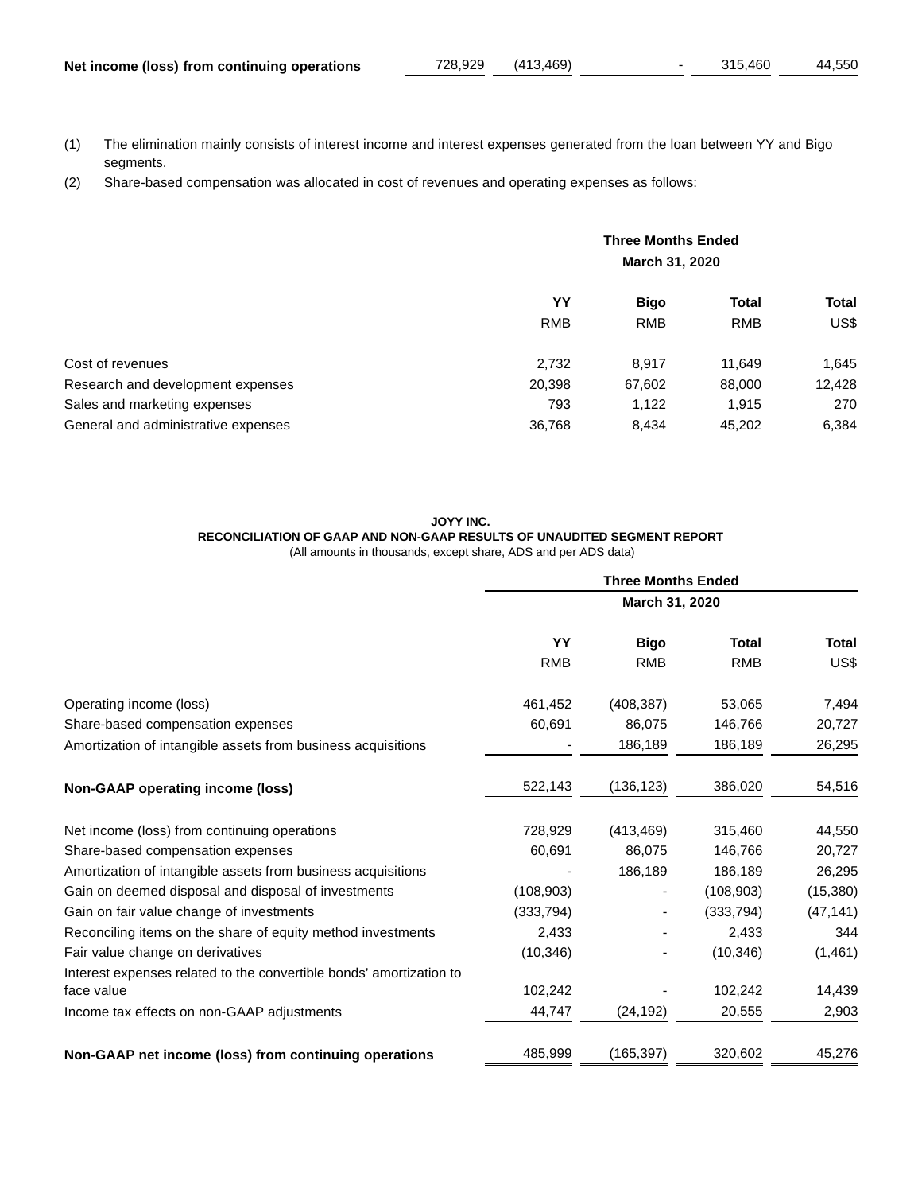| | | | | | |
|---|---|---|---|---|---|
| **Net income (loss) from continuing operations** | 728,929 | (413,469) | - | 315,460 | 44,550 |

(1) The elimination mainly consists of interest income and interest expenses generated from the loan between YY and Bigo segments.

(2) Share-based compensation was allocated in cost of revenues and operating expenses as follows:

| | **Three Months Ended March 31, 2020** | | | |
|---|---|---|---|---|
| | **YY** | **Bigo** | **Total** | **Total** |
| | RMB | RMB | RMB | US$ |
| Cost of revenues | 2,732 | 8,917 | 11,649 | 1,645 |
| Research and development expenses | 20,398 | 67,602 | 88,000 | 12,428 |
| Sales and marketing expenses | 793 | 1,122 | 1,915 | 270 |
| General and administrative expenses | 36,768 | 8,434 | 45,202 | 6,384 |

**JOYY INC.**
**RECONCILIATION OF GAAP AND NON-GAAP RESULTS OF UNAUDITED SEGMENT REPORT**
(All amounts in thousands, except share, ADS and per ADS data)

| | **Three Months Ended March 31, 2020** | | | |
|---|---|---|---|---|
| | **YY** | **Bigo** | **Total** | **Total** |
| | RMB | RMB | RMB | US$ |
| Operating income (loss) | 461,452 | (408,387) | 53,065 | 7,494 |
| Share-based compensation expenses | 60,691 | 86,075 | 146,766 | 20,727 |
| Amortization of intangible assets from business acquisitions | - | 186,189 | 186,189 | 26,295 |
| **Non-GAAP operating income (loss)** | 522,143 | (136,123) | 386,020 | 54,516 |
| Net income (loss) from continuing operations | 728,929 | (413,469) | 315,460 | 44,550 |
| Share-based compensation expenses | 60,691 | 86,075 | 146,766 | 20,727 |
| Amortization of intangible assets from business acquisitions | - | 186,189 | 186,189 | 26,295 |
| Gain on deemed disposal and disposal of investments | (108,903) | - | (108,903) | (15,380) |
| Gain on fair value change of investments | (333,794) | - | (333,794) | (47,141) |
| Reconciling items on the share of equity method investments | 2,433 | - | 2,433 | 344 |
| Fair value change on derivatives | (10,346) | - | (10,346) | (1,461) |
| Interest expenses related to the convertible bonds' amortization to face value | 102,242 | - | 102,242 | 14,439 |
| Income tax effects on non-GAAP adjustments | 44,747 | (24,192) | 20,555 | 2,903 |
| **Non-GAAP net income (loss) from continuing operations** | 485,999 | (165,397) | 320,602 | 45,276 |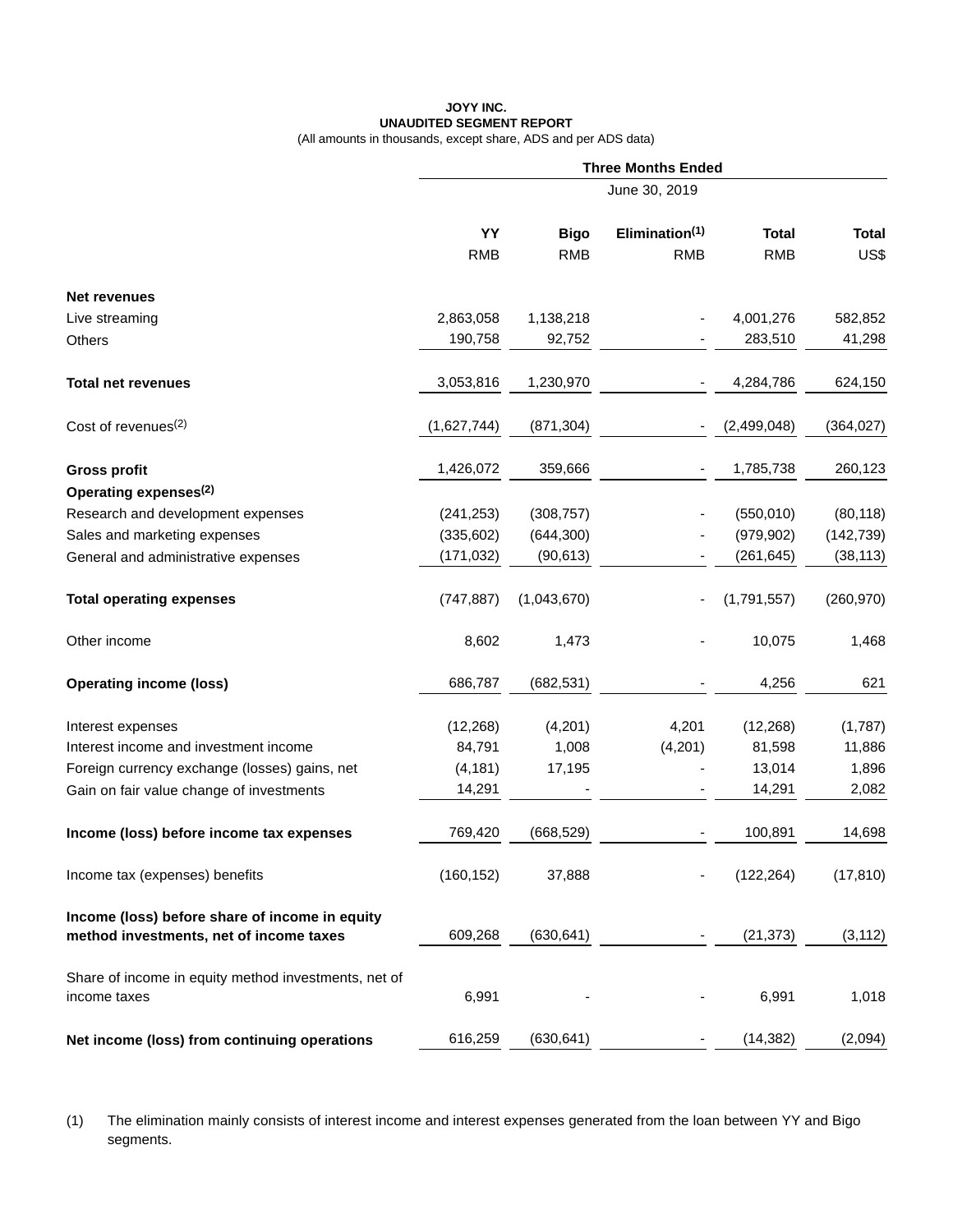**JOYY INC.**
**UNAUDITED SEGMENT REPORT**
(All amounts in thousands, except share, ADS and per ADS data)

| | Three Months Ended | | | | |
|---|---|---|---|---|---|
| | June 30, 2019 | | | | |
| | **YY** | **Bigo** | **Elimination[1]** | **Total** | **Total** |
| | RMB | RMB | RMB | RMB | US$ |
| **Net revenues** | | | | | |
| Live streaming | 2,863,058 | 1,138,218 | - | 4,001,276 | 582,852 |
| Others | 190,758 | 92,752 | - | 283,510 | 41,298 |
| **Total net revenues** | 3,053,816 | 1,230,970 | - | 4,284,786 | 624,150 |
| Cost of revenues[2] | (1,627,744) | (871,304) | - | (2,499,048) | (364,027) |
| **Gross profit** | 1,426,072 | 359,666 | - | 1,785,738 | 260,123 |
| **Operating expenses[2]** | | | | | |
| Research and development expenses | (241,253) | (308,757) | - | (550,010) | (80,118) |
| Sales and marketing expenses | (335,602) | (644,300) | - | (979,902) | (142,739) |
| General and administrative expenses | (171,032) | (90,613) | - | (261,645) | (38,113) |
| **Total operating expenses** | (747,887) | (1,043,670) | - | (1,791,557) | (260,970) |
| Other income | 8,602 | 1,473 | - | 10,075 | 1,468 |
| **Operating income (loss)** | 686,787 | (682,531) | - | 4,256 | 621 |
| Interest expenses | (12,268) | (4,201) | 4,201 | (12,268) | (1,787) |
| Interest income and investment income | 84,791 | 1,008 | (4,201) | 81,598 | 11,886 |
| Foreign currency exchange (losses) gains, net | (4,181) | 17,195 | - | 13,014 | 1,896 |
| Gain on fair value change of investments | 14,291 | - | - | 14,291 | 2,082 |
| **Income (loss) before income tax expenses** | 769,420 | (668,529) | - | 100,891 | 14,698 |
| Income tax (expenses) benefits | (160,152) | 37,888 | - | (122,264) | (17,810) |
| **Income (loss) before share of income in equity method investments, net of income taxes** | 609,268 | (630,641) | - | (21,373) | (3,112) |
| Share of income in equity method investments, net of income taxes | 6,991 | - | - | 6,991 | 1,018 |
| **Net income (loss) from continuing operations** | 616,259 | (630,641) | - | (14,382) | (2,094) |

(1) The elimination mainly consists of interest income and interest expenses generated from the loan between YY and Bigo segments.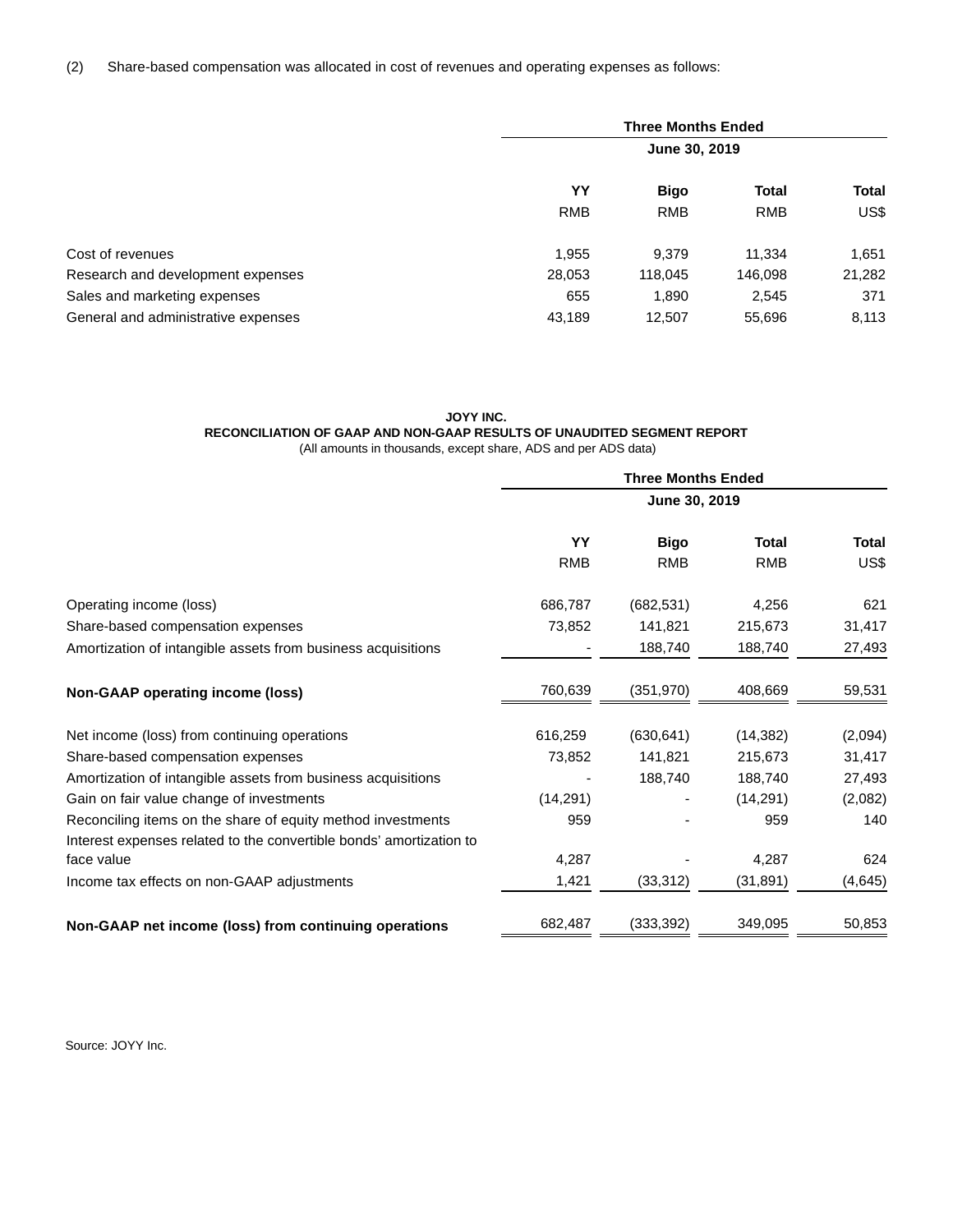(2) Share-based compensation was allocated in cost of revenues and operating expenses as follows:

| | Three Months Ended June 30, 2019 | | | |
|---|---|---|---|---|
| | YY RMB | Bigo RMB | Total RMB | Total US$ |
| Cost of revenues | 1,955 | 9,379 | 11,334 | 1,651 |
| Research and development expenses | 28,053 | 118,045 | 146,098 | 21,282 |
| Sales and marketing expenses | 655 | 1,890 | 2,545 | 371 |
| General and administrative expenses | 43,189 | 12,507 | 55,696 | 8,113 |

**JOYY INC.**
**RECONCILIATION OF GAAP AND NON-GAAP RESULTS OF UNAUDITED SEGMENT REPORT**
(All amounts in thousands, except share, ADS and per ADS data)

| | Three Months Ended June 30, 2019 | | | |
|---|---|---|---|---|
| | YY RMB | Bigo RMB | Total RMB | Total US$ |
| Operating income (loss) | 686,787 | (682,531) | 4,256 | 621 |
| Share-based compensation expenses | 73,852 | 141,821 | 215,673 | 31,417 |
| Amortization of intangible assets from business acquisitions | - | 188,740 | 188,740 | 27,493 |
| **Non-GAAP operating income (loss)** | 760,639 | (351,970) | 408,669 | 59,531 |
| Net income (loss) from continuing operations | 616,259 | (630,641) | (14,382) | (2,094) |
| Share-based compensation expenses | 73,852 | 141,821 | 215,673 | 31,417 |
| Amortization of intangible assets from business acquisitions | - | 188,740 | 188,740 | 27,493 |
| Gain on fair value change of investments | (14,291) | - | (14,291) | (2,082) |
| Reconciling items on the share of equity method investments | 959 | - | 959 | 140 |
| Interest expenses related to the convertible bonds' amortization to face value | 4,287 | - | 4,287 | 624 |
| Income tax effects on non-GAAP adjustments | 1,421 | (33,312) | (31,891) | (4,645) |
| **Non-GAAP net income (loss) from continuing operations** | 682,487 | (333,392) | 349,095 | 50,853 |

Source: JOYY Inc.